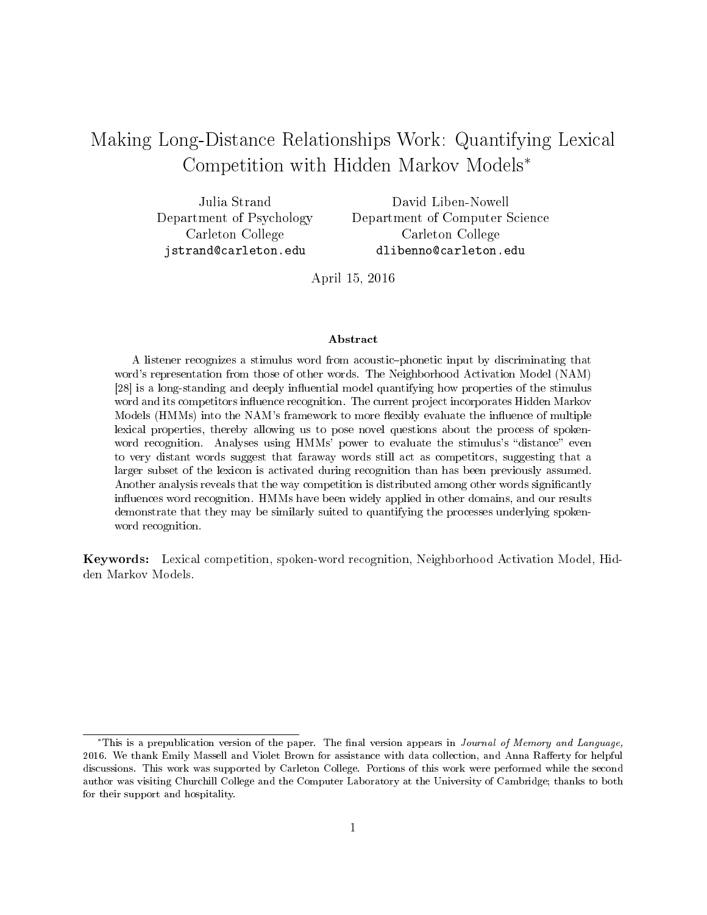# Making Long-Distance Relationships Work: Quantifying Lexical Competition with Hidden Markov Models*

Julia Strand
Department of Psychology
Carleton College
jstrand@carleton.edu

David Liben-Nowell
Department of Computer Science
Carleton College
dlibenno@carleton.edu

April 15, 2016

## Abstract

A listener recognizes a stimulus word from acoustic–phonetic input by discriminating that word's representation from those of other words. The Neighborhood Activation Model (NAM) [28] is a long-standing and deeply influential model quantifying how properties of the stimulus word and its competitors influence recognition. The current project incorporates Hidden Markov Models (HMMs) into the NAM's framework to more flexibly evaluate the influence of multiple lexical properties, thereby allowing us to pose novel questions about the process of spoken-word recognition. Analyses using HMMs' power to evaluate the stimulus's "distance" even to very distant words suggest that faraway words still act as competitors, suggesting that a larger subset of the lexicon is activated during recognition than has been previously assumed. Another analysis reveals that the way competition is distributed among other words significantly influences word recognition. HMMs have been widely applied in other domains, and our results demonstrate that they may be similarly suited to quantifying the processes underlying spoken-word recognition.

**Keywords:** Lexical competition, spoken-word recognition, Neighborhood Activation Model, Hidden Markov Models.

---

*This is a prepublication version of the paper. The final version appears in *Journal of Memory and Language*, 2016. We thank Emily Massell and Violet Brown for assistance with data collection, and Anna Rafferty for helpful discussions. This work was supported by Carleton College. Portions of this work were performed while the second author was visiting Churchill College and the Computer Laboratory at the University of Cambridge; thanks to both for their support and hospitality.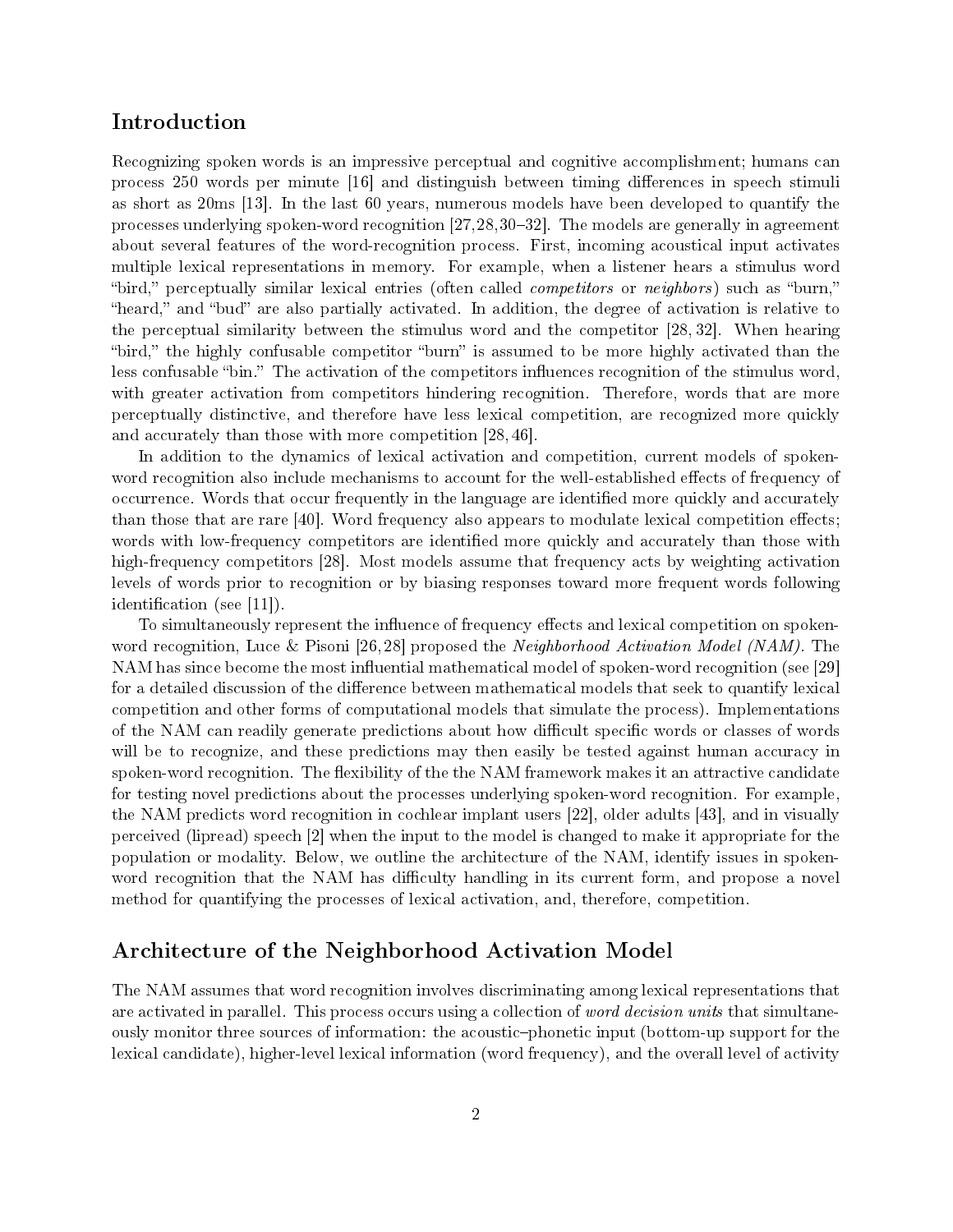## Introduction

Recognizing spoken words is an impressive perceptual and cognitive accomplishment; humans can process 250 words per minute [16] and distinguish between timing differences in speech stimuli as short as 20ms [13]. In the last 60 years, numerous models have been developed to quantify the processes underlying spoken-word recognition [27,28,30–32]. The models are generally in agreement about several features of the word-recognition process. First, incoming acoustical input activates multiple lexical representations in memory. For example, when a listener hears a stimulus word "bird," perceptually similar lexical entries (often called *competitors* or *neighbors*) such as "burn," "heard," and "bud" are also partially activated. In addition, the degree of activation is relative to the perceptual similarity between the stimulus word and the competitor [28, 32]. When hearing "bird," the highly confusable competitor "burn" is assumed to be more highly activated than the less confusable "bin." The activation of the competitors influences recognition of the stimulus word, with greater activation from competitors hindering recognition. Therefore, words that are more perceptually distinctive, and therefore have less lexical competition, are recognized more quickly and accurately than those with more competition [28, 46].

In addition to the dynamics of lexical activation and competition, current models of spoken-word recognition also include mechanisms to account for the well-established effects of frequency of occurrence. Words that occur frequently in the language are identified more quickly and accurately than those that are rare [40]. Word frequency also appears to modulate lexical competition effects; words with low-frequency competitors are identified more quickly and accurately than those with high-frequency competitors [28]. Most models assume that frequency acts by weighting activation levels of words prior to recognition or by biasing responses toward more frequent words following identification (see [11]).

To simultaneously represent the influence of frequency effects and lexical competition on spoken-word recognition, Luce & Pisoni [26, 28] proposed the *Neighborhood Activation Model (NAM)*. The NAM has since become the most influential mathematical model of spoken-word recognition (see [29] for a detailed discussion of the difference between mathematical models that seek to quantify lexical competition and other forms of computational models that simulate the process). Implementations of the NAM can readily generate predictions about how difficult specific words or classes of words will be to recognize, and these predictions may then easily be tested against human accuracy in spoken-word recognition. The flexibility of the the NAM framework makes it an attractive candidate for testing novel predictions about the processes underlying spoken-word recognition. For example, the NAM predicts word recognition in cochlear implant users [22], older adults [43], and in visually perceived (lipread) speech [2] when the input to the model is changed to make it appropriate for the population or modality. Below, we outline the architecture of the NAM, identify issues in spoken-word recognition that the NAM has difficulty handling in its current form, and propose a novel method for quantifying the processes of lexical activation, and, therefore, competition.

## Architecture of the Neighborhood Activation Model

The NAM assumes that word recognition involves discriminating among lexical representations that are activated in parallel. This process occurs using a collection of *word decision units* that simultaneously monitor three sources of information: the acoustic–phonetic input (bottom-up support for the lexical candidate), higher-level lexical information (word frequency), and the overall level of activity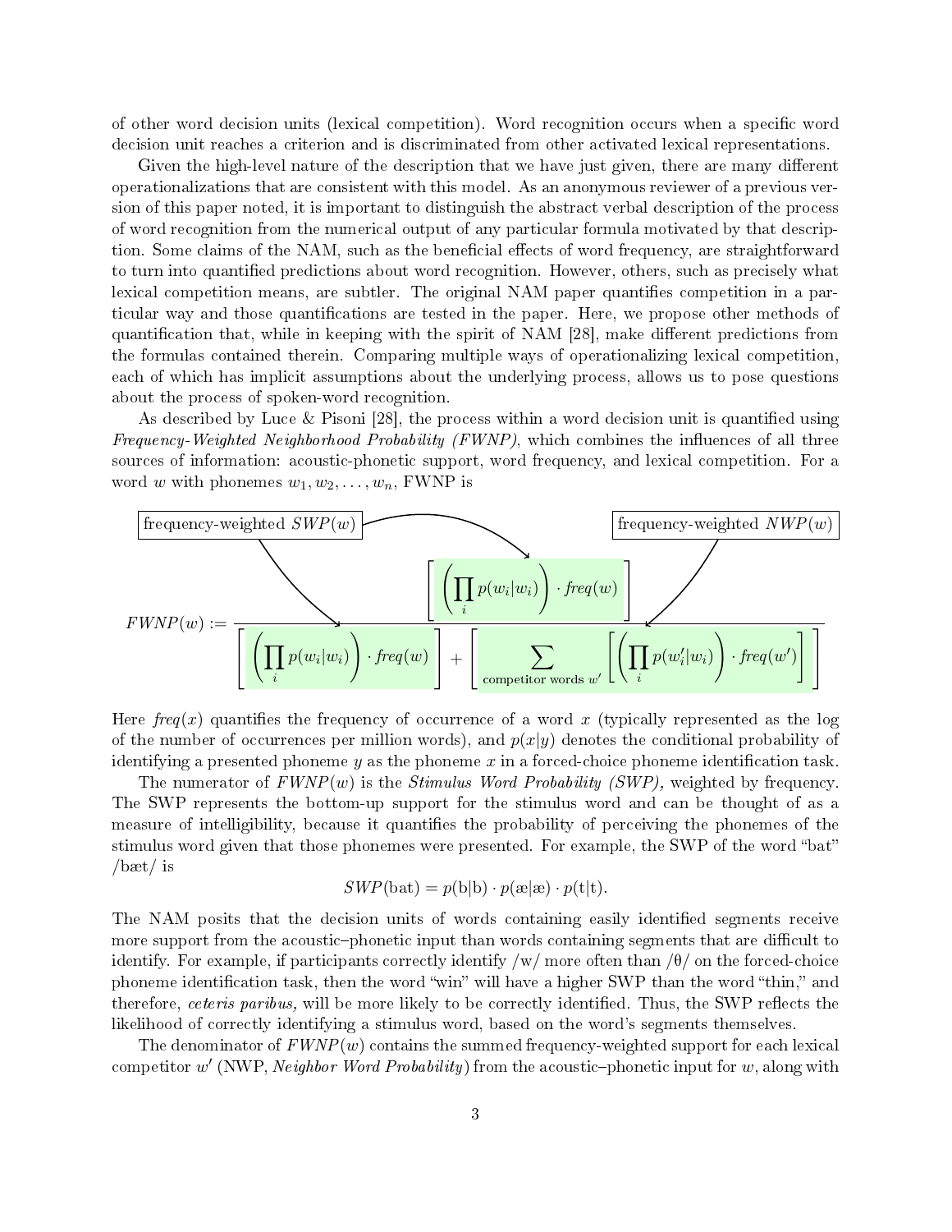of other word decision units (lexical competition). Word recognition occurs when a specific word decision unit reaches a criterion and is discriminated from other activated lexical representations.

Given the high-level nature of the description that we have just given, there are many different operationalizations that are consistent with this model. As an anonymous reviewer of a previous version of this paper noted, it is important to distinguish the abstract verbal description of the process of word recognition from the numerical output of any particular formula motivated by that description. Some claims of the NAM, such as the beneficial effects of word frequency, are straightforward to turn into quantified predictions about word recognition. However, others, such as precisely what lexical competition means, are subtler. The original NAM paper quantifies competition in a particular way and those quantifications are tested in the paper. Here, we propose other methods of quantification that, while in keeping with the spirit of NAM [28], make different predictions from the formulas contained therein. Comparing multiple ways of operationalizing lexical competition, each of which has implicit assumptions about the underlying process, allows us to pose questions about the process of spoken-word recognition.

As described by Luce & Pisoni [28], the process within a word decision unit is quantified using *Frequency-Weighted Neighborhood Probability (FWNP)*, which combines the influences of all three sources of information: acoustic-phonetic support, word frequency, and lexical competition. For a word $w$ with phonemes $w_1, w_2, \ldots, w_n$, FWNP is

frequency-weighted $SWP(w)$ — frequency-weighted $NWP(w)$

$$FWNP(w) := \frac{\left[\left(\prod_i p(w_i|w_i)\right) \cdot \mathit{freq}(w)\right]}{\left[\left(\prod_i p(w_i|w_i)\right) \cdot \mathit{freq}(w)\right] + \left[\sum_{\text{competitor words } w'} \left[\left(\prod_i p(w'_i|w_i)\right) \cdot \mathit{freq}(w')\right]\right]}$$

Here $\mathit{freq}(x)$ quantifies the frequency of occurrence of a word $x$ (typically represented as the log of the number of occurrences per million words), and $p(x|y)$ denotes the conditional probability of identifying a presented phoneme $y$ as the phoneme $x$ in a forced-choice phoneme identification task.

The numerator of $FWNP(w)$ is the *Stimulus Word Probability (SWP),* weighted by frequency. The SWP represents the bottom-up support for the stimulus word and can be thought of as a measure of intelligibility, because it quantifies the probability of perceiving the phonemes of the stimulus word given that those phonemes were presented. For example, the SWP of the word "bat" /bæt/ is

$$SWP(\text{bat}) = p(\text{b}|\text{b}) \cdot p(\text{æ}|\text{æ}) \cdot p(\text{t}|\text{t}).$$

The NAM posits that the decision units of words containing easily identified segments receive more support from the acoustic–phonetic input than words containing segments that are difficult to identify. For example, if participants correctly identify /w/ more often than /θ/ on the forced-choice phoneme identification task, then the word "win" will have a higher SWP than the word "thin," and therefore, *ceteris paribus,* will be more likely to be correctly identified. Thus, the SWP reflects the likelihood of correctly identifying a stimulus word, based on the word's segments themselves.

The denominator of $FWNP(w)$ contains the summed frequency-weighted support for each lexical competitor $w'$ (NWP, *Neighbor Word Probability*) from the acoustic–phonetic input for $w$, along with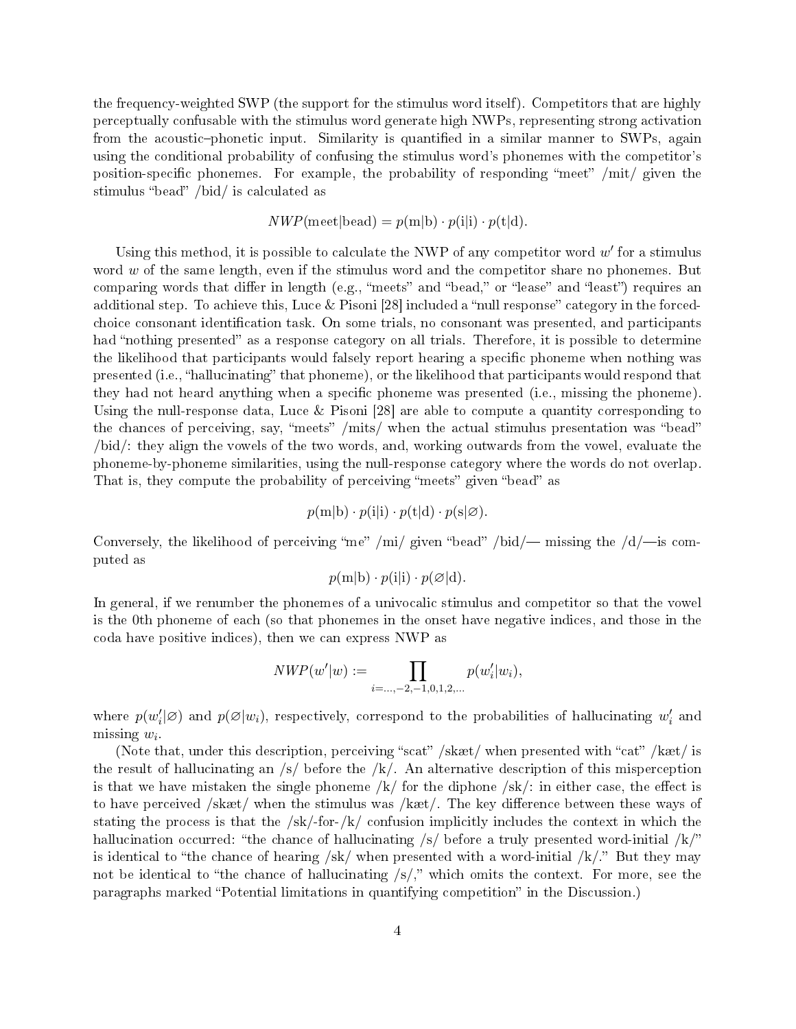the frequency-weighted SWP (the support for the stimulus word itself). Competitors that are highly perceptually confusable with the stimulus word generate high NWPs, representing strong activation from the acoustic–phonetic input. Similarity is quantified in a similar manner to SWPs, again using the conditional probability of confusing the stimulus word's phonemes with the competitor's position-specific phonemes. For example, the probability of responding "meet" /mit/ given the stimulus "bead" /bid/ is calculated as

$$NWP(\text{meet}|\text{bead}) = p(\text{m}|\text{b}) \cdot p(\text{i}|\text{i}) \cdot p(\text{t}|\text{d}).$$

Using this method, it is possible to calculate the NWP of any competitor word $w'$ for a stimulus word $w$ of the same length, even if the stimulus word and the competitor share no phonemes. But comparing words that differ in length (e.g., "meets" and "bead," or "lease" and "least") requires an additional step. To achieve this, Luce & Pisoni [28] included a "null response" category in the forced-choice consonant identification task. On some trials, no consonant was presented, and participants had "nothing presented" as a response category on all trials. Therefore, it is possible to determine the likelihood that participants would falsely report hearing a specific phoneme when nothing was presented (i.e., "hallucinating" that phoneme), or the likelihood that participants would respond that they had not heard anything when a specific phoneme was presented (i.e., missing the phoneme). Using the null-response data, Luce & Pisoni [28] are able to compute a quantity corresponding to the chances of perceiving, say, "meets" /mits/ when the actual stimulus presentation was "bead" /bid/: they align the vowels of the two words, and, working outwards from the vowel, evaluate the phoneme-by-phoneme similarities, using the null-response category where the words do not overlap. That is, they compute the probability of perceiving "meets" given "bead" as

$$p(\text{m}|\text{b}) \cdot p(\text{i}|\text{i}) \cdot p(\text{t}|\text{d}) \cdot p(\text{s}|\varnothing).$$

Conversely, the likelihood of perceiving "me" /mi/ given "bead" /bid/— missing the /d/—is computed as

$$p(\text{m}|\text{b}) \cdot p(\text{i}|\text{i}) \cdot p(\varnothing|\text{d}).$$

In general, if we renumber the phonemes of a univocalic stimulus and competitor so that the vowel is the 0th phoneme of each (so that phonemes in the onset have negative indices, and those in the coda have positive indices), then we can express NWP as

$$NWP(w'|w) := \prod_{i=\ldots,-2,-1,0,1,2,\ldots} p(w'_i|w_i),$$

where $p(w'_i|\varnothing)$ and $p(\varnothing|w_i)$, respectively, correspond to the probabilities of hallucinating $w'_i$ and missing $w_i$.

(Note that, under this description, perceiving "scat" /skæt/ when presented with "cat" /kæt/ is the result of hallucinating an /s/ before the /k/. An alternative description of this misperception is that we have mistaken the single phoneme /k/ for the diphone /sk/: in either case, the effect is to have perceived /skæt/ when the stimulus was /kæt/. The key difference between these ways of stating the process is that the /sk/-for-/k/ confusion implicitly includes the context in which the hallucination occurred: "the chance of hallucinating /s/ before a truly presented word-initial /k/" is identical to "the chance of hearing /sk/ when presented with a word-initial /k/." But they may not be identical to "the chance of hallucinating /s/," which omits the context. For more, see the paragraphs marked "Potential limitations in quantifying competition" in the Discussion.)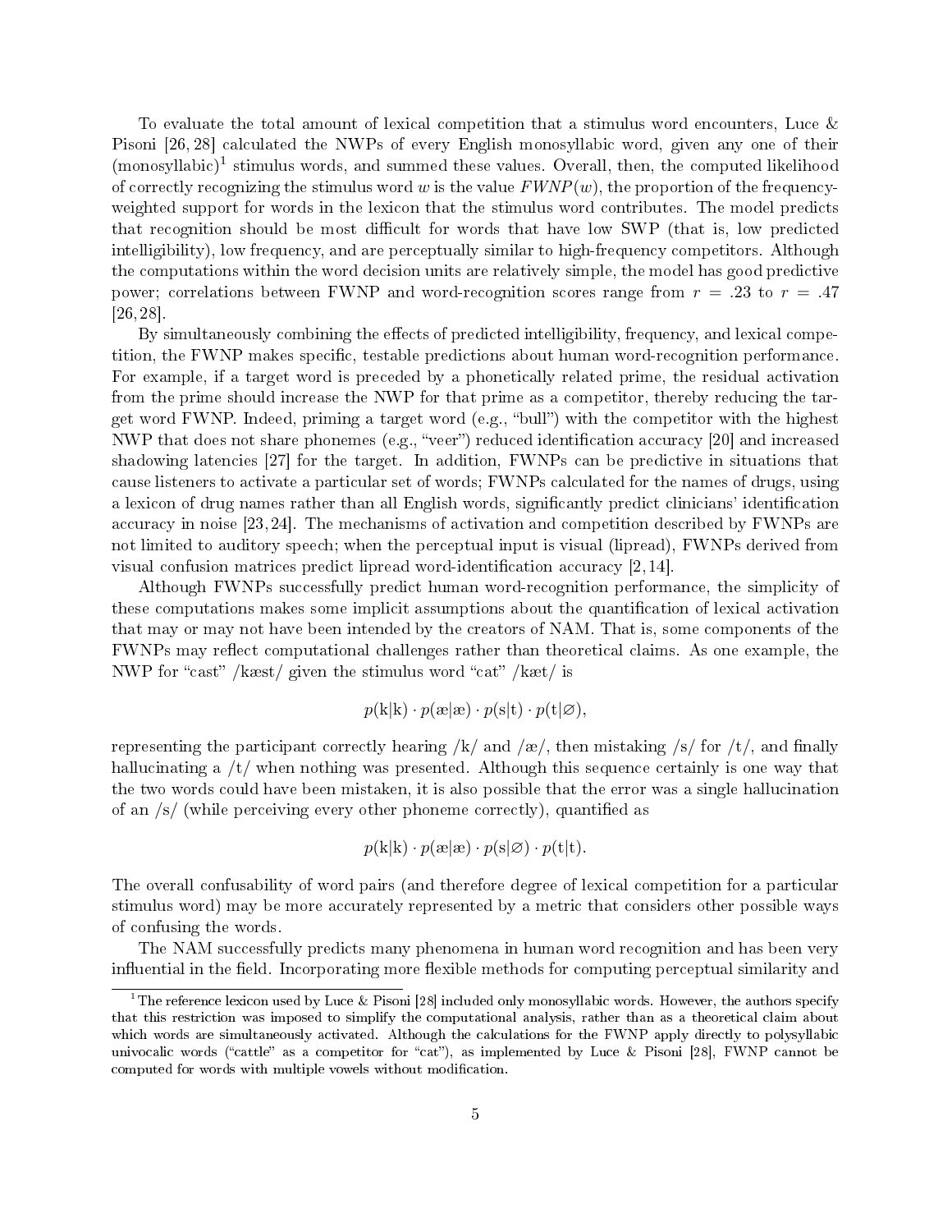To evaluate the total amount of lexical competition that a stimulus word encounters, Luce & Pisoni [26, 28] calculated the NWPs of every English monosyllabic word, given any one of their (monosyllabic)[1] stimulus words, and summed these values. Overall, then, the computed likelihood of correctly recognizing the stimulus word $w$ is the value $FWNP(w)$, the proportion of the frequency-weighted support for words in the lexicon that the stimulus word contributes. The model predicts that recognition should be most difficult for words that have low SWP (that is, low predicted intelligibility), low frequency, and are perceptually similar to high-frequency competitors. Although the computations within the word decision units are relatively simple, the model has good predictive power; correlations between FWNP and word-recognition scores range from $r = .23$ to $r = .47$ [26, 28].

By simultaneously combining the effects of predicted intelligibility, frequency, and lexical competition, the FWNP makes specific, testable predictions about human word-recognition performance. For example, if a target word is preceded by a phonetically related prime, the residual activation from the prime should increase the NWP for that prime as a competitor, thereby reducing the target word FWNP. Indeed, priming a target word (e.g., "bull") with the competitor with the highest NWP that does not share phonemes (e.g., "veer") reduced identification accuracy [20] and increased shadowing latencies [27] for the target. In addition, FWNPs can be predictive in situations that cause listeners to activate a particular set of words; FWNPs calculated for the names of drugs, using a lexicon of drug names rather than all English words, significantly predict clinicians' identification accuracy in noise [23, 24]. The mechanisms of activation and competition described by FWNPs are not limited to auditory speech; when the perceptual input is visual (lipread), FWNPs derived from visual confusion matrices predict lipread word-identification accuracy [2, 14].

Although FWNPs successfully predict human word-recognition performance, the simplicity of these computations makes some implicit assumptions about the quantification of lexical activation that may or may not have been intended by the creators of NAM. That is, some components of the FWNPs may reflect computational challenges rather than theoretical claims. As one example, the NWP for "cast" /kæst/ given the stimulus word "cat" /kæt/ is

$$p(\text{k}|\text{k}) \cdot p(\text{æ}|\text{æ}) \cdot p(\text{s}|\text{t}) \cdot p(\text{t}|\varnothing),$$

representing the participant correctly hearing /k/ and /æ/, then mistaking /s/ for /t/, and finally hallucinating a /t/ when nothing was presented. Although this sequence certainly is one way that the two words could have been mistaken, it is also possible that the error was a single hallucination of an /s/ (while perceiving every other phoneme correctly), quantified as

$$p(\text{k}|\text{k}) \cdot p(\text{æ}|\text{æ}) \cdot p(\text{s}|\varnothing) \cdot p(\text{t}|\text{t}).$$

The overall confusability of word pairs (and therefore degree of lexical competition for a particular stimulus word) may be more accurately represented by a metric that considers other possible ways of confusing the words.

The NAM successfully predicts many phenomena in human word recognition and has been very influential in the field. Incorporating more flexible methods for computing perceptual similarity and

[1] The reference lexicon used by Luce & Pisoni [28] included only monosyllabic words. However, the authors specify that this restriction was imposed to simplify the computational analysis, rather than as a theoretical claim about which words are simultaneously activated. Although the calculations for the FWNP apply directly to polysyllabic univocalic words ("cattle" as a competitor for "cat"), as implemented by Luce & Pisoni [28], FWNP cannot be computed for words with multiple vowels without modification.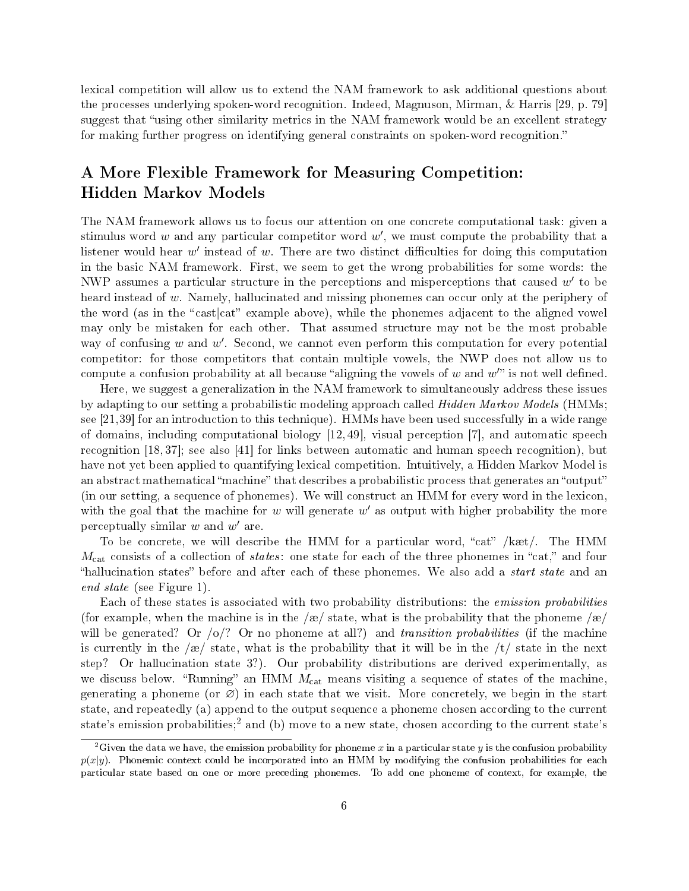lexical competition will allow us to extend the NAM framework to ask additional questions about the processes underlying spoken-word recognition. Indeed, Magnuson, Mirman, & Harris [29, p. 79] suggest that "using other similarity metrics in the NAM framework would be an excellent strategy for making further progress on identifying general constraints on spoken-word recognition."

## A More Flexible Framework for Measuring Competition: Hidden Markov Models

The NAM framework allows us to focus our attention on one concrete computational task: given a stimulus word $w$ and any particular competitor word $w'$, we must compute the probability that a listener would hear $w'$ instead of $w$. There are two distinct difficulties for doing this computation in the basic NAM framework. First, we seem to get the wrong probabilities for some words: the NWP assumes a particular structure in the perceptions and misperceptions that caused $w'$ to be heard instead of $w$. Namely, hallucinated and missing phonemes can occur only at the periphery of the word (as in the "cast|cat" example above), while the phonemes adjacent to the aligned vowel may only be mistaken for each other. That assumed structure may not be the most probable way of confusing $w$ and $w'$. Second, we cannot even perform this computation for every potential competitor: for those competitors that contain multiple vowels, the NWP does not allow us to compute a confusion probability at all because "aligning the vowels of $w$ and $w'$" is not well defined.

Here, we suggest a generalization in the NAM framework to simultaneously address these issues by adapting to our setting a probabilistic modeling approach called *Hidden Markov Models* (HMMs; see [21,39] for an introduction to this technique). HMMs have been used successfully in a wide range of domains, including computational biology [12,49], visual perception [7], and automatic speech recognition [18,37]; see also [41] for links between automatic and human speech recognition), but have not yet been applied to quantifying lexical competition. Intuitively, a Hidden Markov Model is an abstract mathematical "machine" that describes a probabilistic process that generates an "output" (in our setting, a sequence of phonemes). We will construct an HMM for every word in the lexicon, with the goal that the machine for $w$ will generate $w'$ as output with higher probability the more perceptually similar $w$ and $w'$ are.

To be concrete, we will describe the HMM for a particular word, "cat" /kæt/. The HMM $M_{\text{cat}}$ consists of a collection of *states*: one state for each of the three phonemes in "cat," and four "hallucination states" before and after each of these phonemes. We also add a *start state* and an *end state* (see Figure 1).

Each of these states is associated with two probability distributions: the *emission probabilities* (for example, when the machine is in the /æ/ state, what is the probability that the phoneme /æ/ will be generated? Or /o/? Or no phoneme at all?) and *transition probabilities* (if the machine is currently in the /æ/ state, what is the probability that it will be in the /t/ state in the next step? Or hallucination state 3?). Our probability distributions are derived experimentally, as we discuss below. "Running" an HMM $M_{\text{cat}}$ means visiting a sequence of states of the machine, generating a phoneme (or $\varnothing$) in each state that we visit. More concretely, we begin in the start state, and repeatedly (a) append to the output sequence a phoneme chosen according to the current state's emission probabilities;[2] and (b) move to a new state, chosen according to the current state's

[2] Given the data we have, the emission probability for phoneme $x$ in a particular state $y$ is the confusion probability $p(x|y)$. Phonemic context could be incorporated into an HMM by modifying the confusion probabilities for each particular state based on one or more preceding phonemes. To add one phoneme of context, for example, the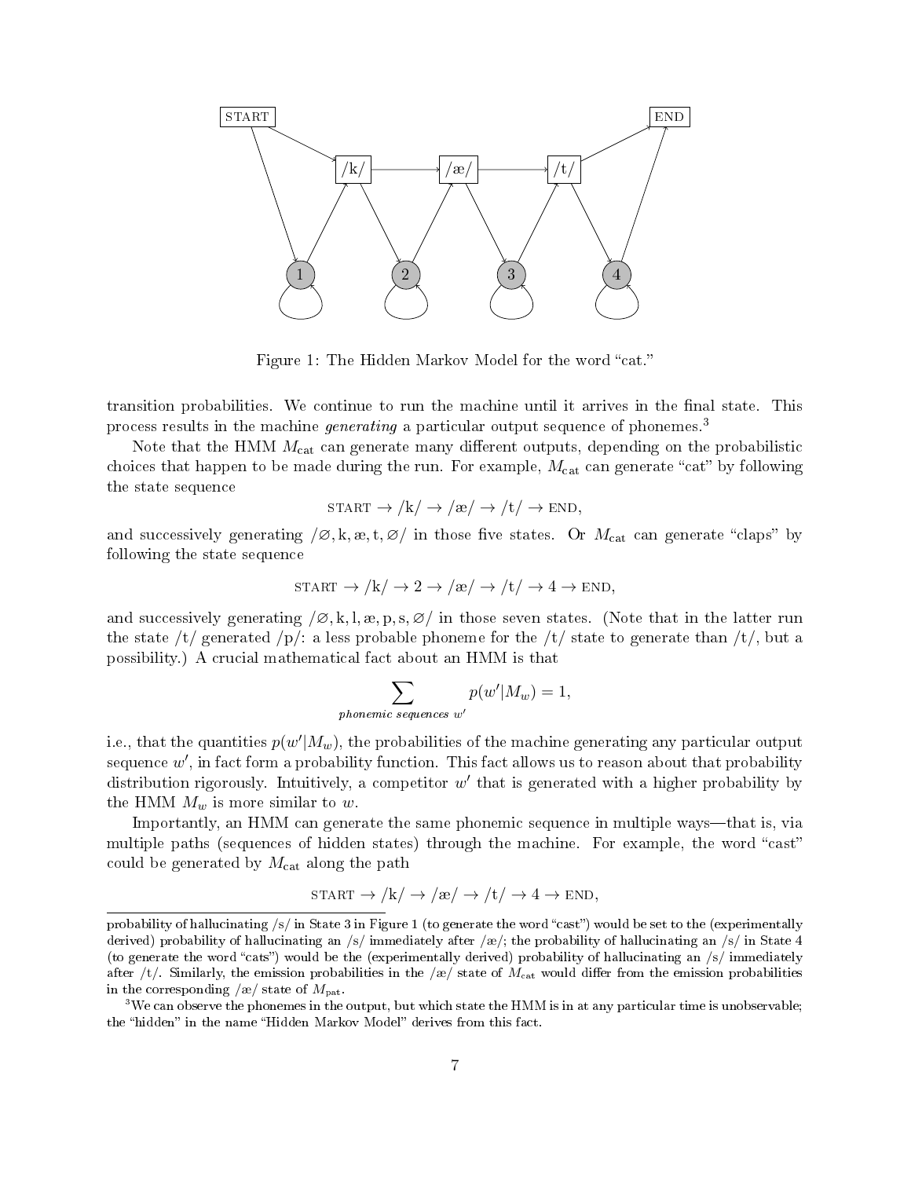Figure 1: The Hidden Markov Model for the word "cat."

transition probabilities. We continue to run the machine until it arrives in the final state. This process results in the machine *generating* a particular output sequence of phonemes.[3]

Note that the HMM $M_{\text{cat}}$ can generate many different outputs, depending on the probabilistic choices that happen to be made during the run. For example, $M_{\text{cat}}$ can generate "cat" by following the state sequence

$$\text{START} \rightarrow /\text{k}/ \rightarrow /\text{æ}/ \rightarrow /\text{t}/ \rightarrow \text{END},$$

and successively generating $/\varnothing, \text{k}, \text{æ}, \text{t}, \varnothing/$ in those five states. Or $M_{\text{cat}}$ can generate "claps" by following the state sequence

$$\text{START} \rightarrow /\text{k}/ \rightarrow 2 \rightarrow /\text{æ}/ \rightarrow /\text{t}/ \rightarrow 4 \rightarrow \text{END},$$

and successively generating $/\varnothing, \text{k}, \text{l}, \text{æ}, \text{p}, \text{s}, \varnothing/$ in those seven states. (Note that in the latter run the state /t/ generated /p/: a less probable phoneme for the /t/ state to generate than /t/, but a possibility.) A crucial mathematical fact about an HMM is that

$$\sum_{\textit{phonemic sequences } w'} p(w'|M_w) = 1,$$

i.e., that the quantities $p(w'|M_w)$, the probabilities of the machine generating any particular output sequence $w'$, in fact form a probability function. This fact allows us to reason about that probability distribution rigorously. Intuitively, a competitor $w'$ that is generated with a higher probability by the HMM $M_w$ is more similar to $w$.

Importantly, an HMM can generate the same phonemic sequence in multiple ways—that is, via multiple paths (sequences of hidden states) through the machine. For example, the word "cast" could be generated by $M_{\text{cat}}$ along the path

$$\text{START} \rightarrow /\text{k}/ \rightarrow /\text{æ}/ \rightarrow /\text{t}/ \rightarrow 4 \rightarrow \text{END},$$

---

probability of hallucinating /s/ in State 3 in Figure 1 (to generate the word "cast") would be set to the (experimentally derived) probability of hallucinating an /s/ immediately after /æ/; the probability of hallucinating an /s/ in State 4 (to generate the word "cats") would be the (experimentally derived) probability of hallucinating an /s/ immediately after /t/. Similarly, the emission probabilities in the /æ/ state of $M_{\text{cat}}$ would differ from the emission probabilities in the corresponding /æ/ state of $M_{\text{pat}}$.

[3] We can observe the phonemes in the output, but which state the HMM is in at any particular time is unobservable; the "hidden" in the name "Hidden Markov Model" derives from this fact.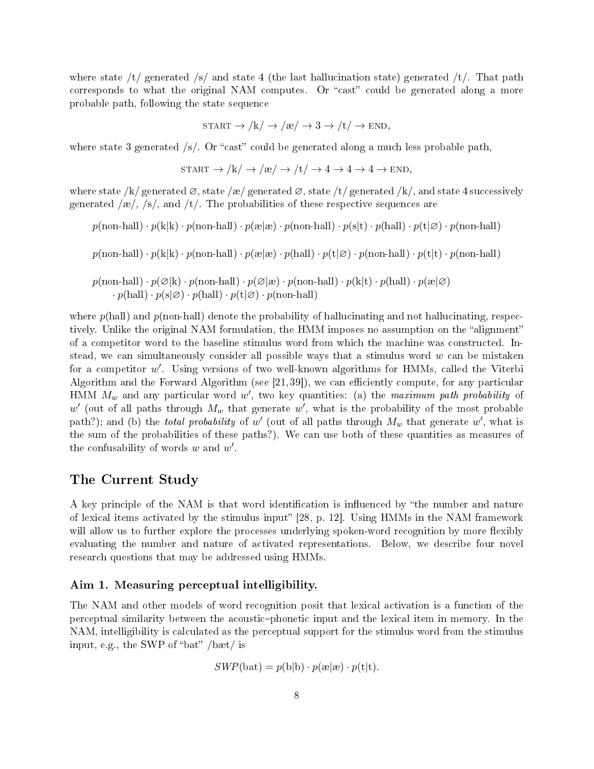where state /t/ generated /s/ and state 4 (the last hallucination state) generated /t/. That path corresponds to what the original NAM computes. Or "cast" could be generated along a more probable path, following the state sequence

$$\text{START} \rightarrow /\text{k}/ \rightarrow /\text{æ}/ \rightarrow 3 \rightarrow /\text{t}/ \rightarrow \text{END},$$

where state 3 generated /s/. Or "cast" could be generated along a much less probable path,

$$\text{START} \rightarrow /\text{k}/ \rightarrow /\text{æ}/ \rightarrow /\text{t}/ \rightarrow 4 \rightarrow 4 \rightarrow 4 \rightarrow \text{END},$$

where state /k/ generated ∅, state /æ/ generated ∅, state /t/ generated /k/, and state 4 successively generated /æ/, /s/, and /t/. The probabilities of these respective sequences are

$$p(\text{non-hall}) \cdot p(\text{k}|\text{k}) \cdot p(\text{non-hall}) \cdot p(\text{æ}|\text{æ}) \cdot p(\text{non-hall}) \cdot p(\text{s}|\text{t}) \cdot p(\text{hall}) \cdot p(\text{t}|\varnothing) \cdot p(\text{non-hall})$$

$$p(\text{non-hall}) \cdot p(\text{k}|\text{k}) \cdot p(\text{non-hall}) \cdot p(\text{æ}|\text{æ}) \cdot p(\text{hall}) \cdot p(\text{t}|\varnothing) \cdot p(\text{non-hall}) \cdot p(\text{t}|\text{t}) \cdot p(\text{non-hall})$$

$$p(\text{non-hall}) \cdot p(\varnothing|\text{k}) \cdot p(\text{non-hall}) \cdot p(\varnothing|\text{æ}) \cdot p(\text{non-hall}) \cdot p(\text{k}|\text{t}) \cdot p(\text{hall}) \cdot p(\text{æ}|\varnothing) \cdot p(\text{hall}) \cdot p(\text{s}|\varnothing) \cdot p(\text{hall}) \cdot p(\text{t}|\varnothing) \cdot p(\text{non-hall})$$

where $p(\text{hall})$ and $p(\text{non-hall})$ denote the probability of hallucinating and not hallucinating, respectively. Unlike the original NAM formulation, the HMM imposes no assumption on the "alignment" of a competitor word to the baseline stimulus word from which the machine was constructed. Instead, we can simultaneously consider all possible ways that a stimulus word $w$ can be mistaken for a competitor $w'$. Using versions of two well-known algorithms for HMMs, called the Viterbi Algorithm and the Forward Algorithm (see [21, 39]), we can efficiently compute, for any particular HMM $M_w$ and any particular word $w'$, two key quantities: (a) the *maximum path probability* of $w'$ (out of all paths through $M_w$ that generate $w'$, what is the probability of the most probable path?); and (b) the *total probability* of $w'$ (out of all paths through $M_w$ that generate $w'$, what is the sum of the probabilities of these paths?). We can use both of these quantities as measures of the confusability of words $w$ and $w'$.

## The Current Study

A key principle of the NAM is that word identification is influenced by "the number and nature of lexical items activated by the stimulus input" [28, p. 12]. Using HMMs in the NAM framework will allow us to further explore the processes underlying spoken-word recognition by more flexibly evaluating the number and nature of activated representations. Below, we describe four novel research questions that may be addressed using HMMs.

### Aim 1. Measuring perceptual intelligibility.

The NAM and other models of word recognition posit that lexical activation is a function of the perceptual similarity between the acoustic–phonetic input and the lexical item in memory. In the NAM, intelligibility is calculated as the perceptual support for the stimulus word from the stimulus input, e.g., the SWP of "bat" /bæt/ is

$$SWP(\text{bat}) = p(\text{b}|\text{b}) \cdot p(\text{æ}|\text{æ}) \cdot p(\text{t}|\text{t}).$$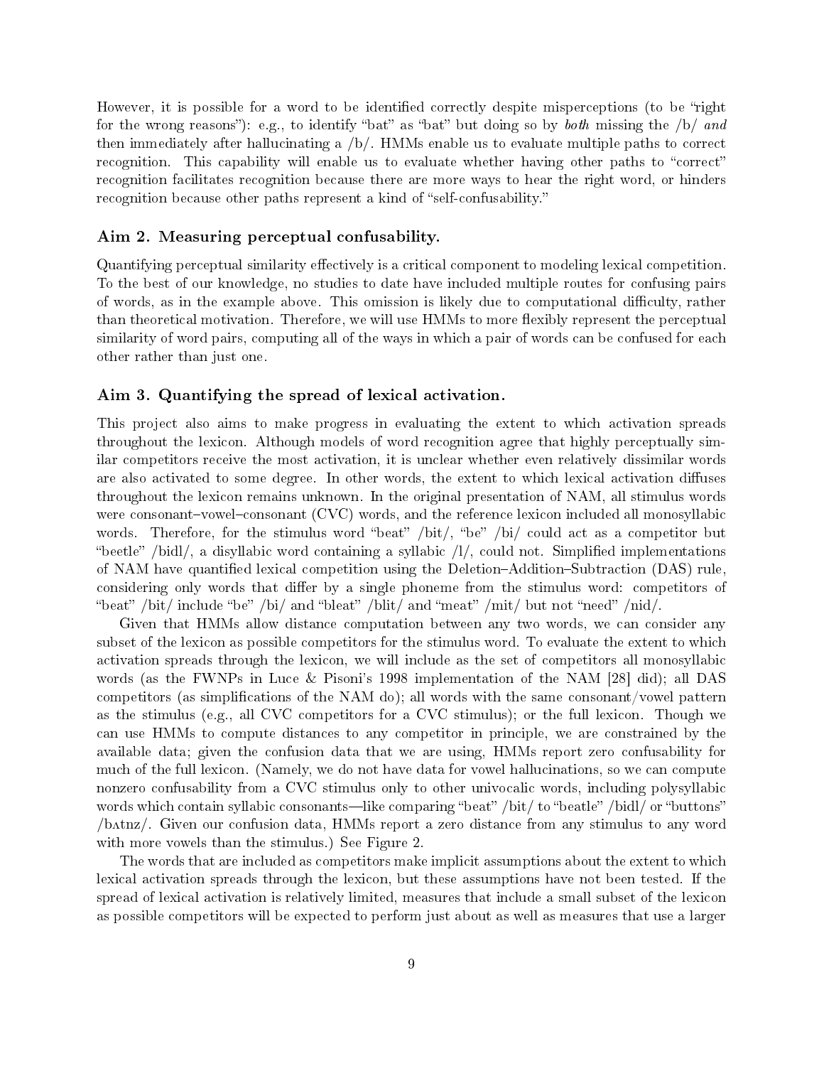However, it is possible for a word to be identified correctly despite misperceptions (to be "right for the wrong reasons"): e.g., to identify "bat" as "bat" but doing so by *both* missing the /b/ *and* then immediately after hallucinating a /b/. HMMs enable us to evaluate multiple paths to correct recognition. This capability will enable us to evaluate whether having other paths to "correct" recognition facilitates recognition because there are more ways to hear the right word, or hinders recognition because other paths represent a kind of "self-confusability."

### Aim 2. Measuring perceptual confusability.

Quantifying perceptual similarity effectively is a critical component to modeling lexical competition. To the best of our knowledge, no studies to date have included multiple routes for confusing pairs of words, as in the example above. This omission is likely due to computational difficulty, rather than theoretical motivation. Therefore, we will use HMMs to more flexibly represent the perceptual similarity of word pairs, computing all of the ways in which a pair of words can be confused for each other rather than just one.

### Aim 3. Quantifying the spread of lexical activation.

This project also aims to make progress in evaluating the extent to which activation spreads throughout the lexicon. Although models of word recognition agree that highly perceptually similar competitors receive the most activation, it is unclear whether even relatively dissimilar words are also activated to some degree. In other words, the extent to which lexical activation diffuses throughout the lexicon remains unknown. In the original presentation of NAM, all stimulus words were consonant–vowel–consonant (CVC) words, and the reference lexicon included all monosyllabic words. Therefore, for the stimulus word "beat" /bit/, "be" /bi/ could act as a competitor but "beetle" /bidl/, a disyllabic word containing a syllabic /l/, could not. Simplified implementations of NAM have quantified lexical competition using the Deletion–Addition–Subtraction (DAS) rule, considering only words that differ by a single phoneme from the stimulus word: competitors of "beat" /bit/ include "be" /bi/ and "bleat" /blit/ and "meat" /mit/ but not "need" /nid/.

Given that HMMs allow distance computation between any two words, we can consider any subset of the lexicon as possible competitors for the stimulus word. To evaluate the extent to which activation spreads through the lexicon, we will include as the set of competitors all monosyllabic words (as the FWNPs in Luce & Pisoni's 1998 implementation of the NAM [28] did); all DAS competitors (as simplifications of the NAM do); all words with the same consonant/vowel pattern as the stimulus (e.g., all CVC competitors for a CVC stimulus); or the full lexicon. Though we can use HMMs to compute distances to any competitor in principle, we are constrained by the available data; given the confusion data that we are using, HMMs report zero confusability for much of the full lexicon. (Namely, we do not have data for vowel hallucinations, so we can compute nonzero confusability from a CVC stimulus only to other univocalic words, including polysyllabic words which contain syllabic consonants—like comparing "beat" /bit/ to "beatle" /bidl/ or "buttons" /bʌtnz/. Given our confusion data, HMMs report a zero distance from any stimulus to any word with more vowels than the stimulus.) See Figure 2.

The words that are included as competitors make implicit assumptions about the extent to which lexical activation spreads through the lexicon, but these assumptions have not been tested. If the spread of lexical activation is relatively limited, measures that include a small subset of the lexicon as possible competitors will be expected to perform just about as well as measures that use a larger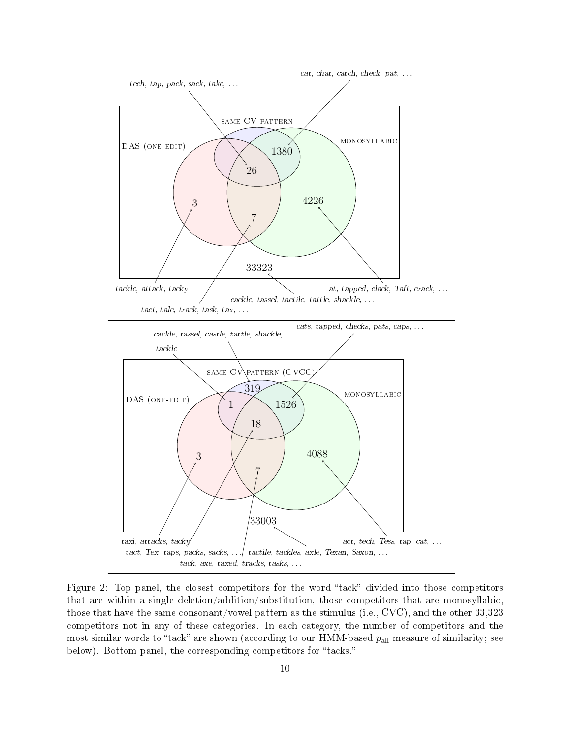*tech, tap, pack, sack, take, . . .*

*cat, chat, catch, check, pat, . . .*

SAME CV PATTERN

DAS (ONE-EDIT)

MONOSYLLABIC

1380

26

3

7

4226

33323

*tackle, attack, tacky*

*at, tapped, clack, Taft, crack, . . .*

*cackle, tassel, tactile, tattle, shackle, . . .*

*tact, talc, track, task, tax, . . .*

*cats, tapped, checks, pats, caps, . . .*

*cackle, tassel, castle, tattle, shackle, . . .*

*tackle*

SAME CV PATTERN (CVCC)

319

DAS (ONE-EDIT)

MONOSYLLABIC

1

1526

18

3

4088

7

33003

*taxi, attacks, tacky*

*act, tech, Tess, tap, cat, . . .*

*tact, Tex, taps, packs, sacks, . . .*

*tactile, tackles, axle, Texan, Saxon, . . .*

*tack, axe, taxed, tracks, tasks, . . .*

Figure 2: Top panel, the closest competitors for the word "tack" divided into those competitors that are within a single deletion/addition/substitution, those competitors that are monosyllabic, those that have the same consonant/vowel pattern as the stimulus (i.e., CVC), and the other 33,323 competitors not in any of these categories. In each category, the number of competitors and the most similar words to "tack" are shown (according to our HMM-based $p_{\text{all}}$ measure of similarity; see below). Bottom panel, the corresponding competitors for "tacks."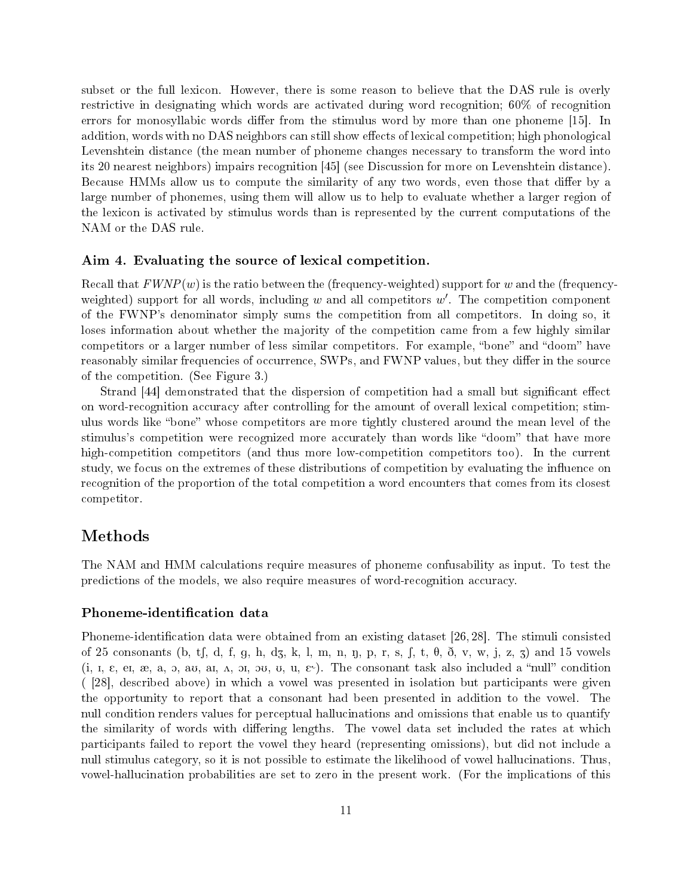subset or the full lexicon. However, there is some reason to believe that the DAS rule is overly restrictive in designating which words are activated during word recognition; 60% of recognition errors for monosyllabic words differ from the stimulus word by more than one phoneme [15]. In addition, words with no DAS neighbors can still show effects of lexical competition; high phonological Levenshtein distance (the mean number of phoneme changes necessary to transform the word into its 20 nearest neighbors) impairs recognition [45] (see Discussion for more on Levenshtein distance). Because HMMs allow us to compute the similarity of any two words, even those that differ by a large number of phonemes, using them will allow us to help to evaluate whether a larger region of the lexicon is activated by stimulus words than is represented by the current computations of the NAM or the DAS rule.

### Aim 4. Evaluating the source of lexical competition.

Recall that $FWNP(w)$ is the ratio between the (frequency-weighted) support for $w$ and the (frequency-weighted) support for all words, including $w$ and all competitors $w'$. The competition component of the FWNP's denominator simply sums the competition from all competitors. In doing so, it loses information about whether the majority of the competition came from a few highly similar competitors or a larger number of less similar competitors. For example, "bone" and "doom" have reasonably similar frequencies of occurrence, SWPs, and FWNP values, but they differ in the source of the competition. (See Figure 3.)

Strand [44] demonstrated that the dispersion of competition had a small but significant effect on word-recognition accuracy after controlling for the amount of overall lexical competition; stimulus words like "bone" whose competitors are more tightly clustered around the mean level of the stimulus's competition were recognized more accurately than words like "doom" that have more high-competition competitors (and thus more low-competition competitors too). In the current study, we focus on the extremes of these distributions of competition by evaluating the influence on recognition of the proportion of the total competition a word encounters that comes from its closest competitor.

## Methods

The NAM and HMM calculations require measures of phoneme confusability as input. To test the predictions of the models, we also require measures of word-recognition accuracy.

### Phoneme-identification data

Phoneme-identification data were obtained from an existing dataset [26, 28]. The stimuli consisted of 25 consonants (b, tʃ, d, f, g, h, dʒ, k, l, m, n, ŋ, p, r, s, ʃ, t, θ, ð, v, w, j, z, ʒ) and 15 vowels (i, ɪ, ɛ, eɪ, æ, a, ɔ, aʊ, aɪ, ʌ, ɔɪ, oʊ, ʊ, u, ɝ). The consonant task also included a "null" condition ( [28], described above) in which a vowel was presented in isolation but participants were given the opportunity to report that a consonant had been presented in addition to the vowel. The null condition renders values for perceptual hallucinations and omissions that enable us to quantify the similarity of words with differing lengths. The vowel data set included the rates at which participants failed to report the vowel they heard (representing omissions), but did not include a null stimulus category, so it is not possible to estimate the likelihood of vowel hallucinations. Thus, vowel-hallucination probabilities are set to zero in the present work. (For the implications of this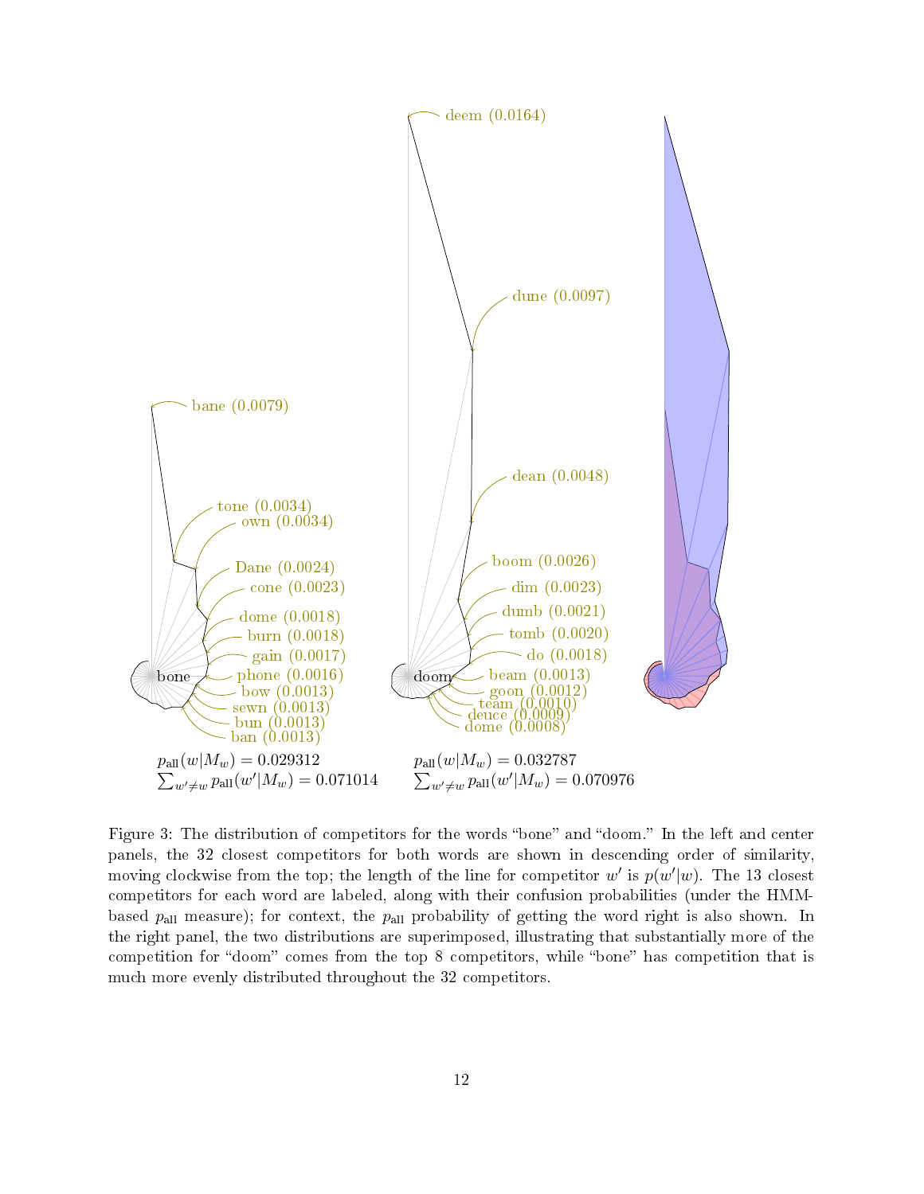bane (0.0079)

tone (0.0034)
own (0.0034)

Dane (0.0024)
cone (0.0023)

dome (0.0018)
burn (0.0018)
gain (0.0017)
phone (0.0016)
bow (0.0013)
sewn (0.0013)
bun (0.0013)
ban (0.0013)

bone

$p_{\text{all}}(w|M_w) = 0.029312$
$\sum_{w' \neq w} p_{\text{all}}(w'|M_w) = 0.071014$

deem (0.0164)

dune (0.0097)

dean (0.0048)

boom (0.0026)
dim (0.0023)
dumb (0.0021)
tomb (0.0020)
do (0.0018)
beam (0.0013)
goon (0.0012)
team (0.0010)
deuce (0.0009)
dome (0.0008)

doom

$p_{\text{all}}(w|M_w) = 0.032787$
$\sum_{w' \neq w} p_{\text{all}}(w'|M_w) = 0.070976$

Figure 3: The distribution of competitors for the words "bone" and "doom." In the left and center panels, the 32 closest competitors for both words are shown in descending order of similarity, moving clockwise from the top; the length of the line for competitor $w'$ is $p(w'|w)$. The 13 closest competitors for each word are labeled, along with their confusion probabilities (under the HMM-based $p_{\text{all}}$ measure); for context, the $p_{\text{all}}$ probability of getting the word right is also shown. In the right panel, the two distributions are superimposed, illustrating that substantially more of the competition for "doom" comes from the top 8 competitors, while "bone" has competition that is much more evenly distributed throughout the 32 competitors.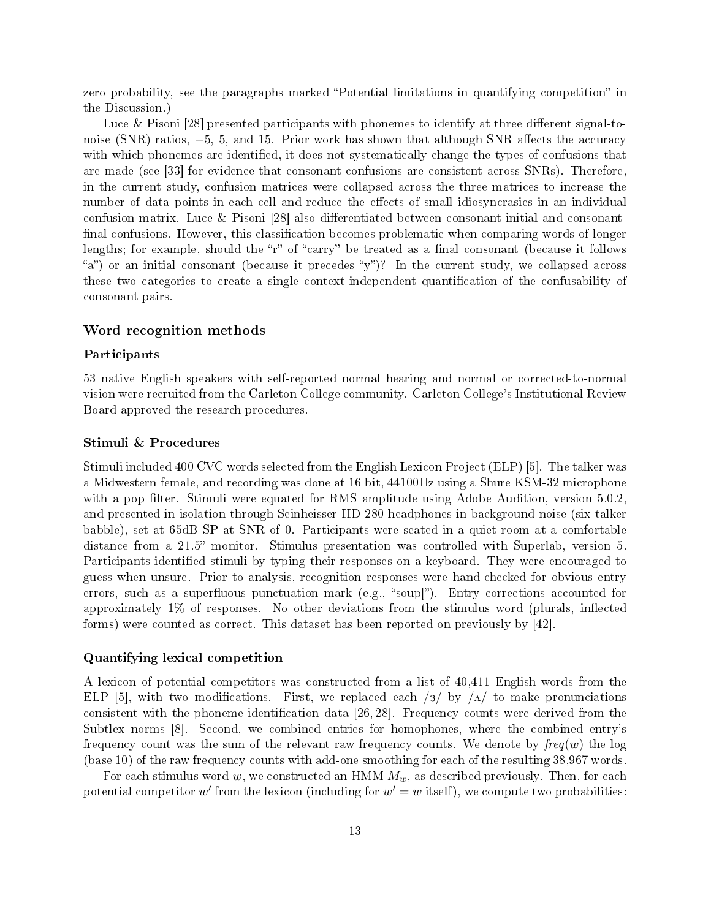zero probability, see the paragraphs marked "Potential limitations in quantifying competition" in the Discussion.)

Luce & Pisoni [28] presented participants with phonemes to identify at three different signal-to-noise (SNR) ratios, −5, 5, and 15. Prior work has shown that although SNR affects the accuracy with which phonemes are identified, it does not systematically change the types of confusions that are made (see [33] for evidence that consonant confusions are consistent across SNRs). Therefore, in the current study, confusion matrices were collapsed across the three matrices to increase the number of data points in each cell and reduce the effects of small idiosyncrasies in an individual confusion matrix. Luce & Pisoni [28] also differentiated between consonant-initial and consonant-final confusions. However, this classification becomes problematic when comparing words of longer lengths; for example, should the "r" of "carry" be treated as a final consonant (because it follows "a") or an initial consonant (because it precedes "y")? In the current study, we collapsed across these two categories to create a single context-independent quantification of the confusability of consonant pairs.

## Word recognition methods

### Participants

53 native English speakers with self-reported normal hearing and normal or corrected-to-normal vision were recruited from the Carleton College community. Carleton College's Institutional Review Board approved the research procedures.

### Stimuli & Procedures

Stimuli included 400 CVC words selected from the English Lexicon Project (ELP) [5]. The talker was a Midwestern female, and recording was done at 16 bit, 44100Hz using a Shure KSM-32 microphone with a pop filter. Stimuli were equated for RMS amplitude using Adobe Audition, version 5.0.2, and presented in isolation through Seinheisser HD-280 headphones in background noise (six-talker babble), set at 65dB SP at SNR of 0. Participants were seated in a quiet room at a comfortable distance from a 21.5" monitor. Stimulus presentation was controlled with Superlab, version 5. Participants identified stimuli by typing their responses on a keyboard. They were encouraged to guess when unsure. Prior to analysis, recognition responses were hand-checked for obvious entry errors, such as a superfluous punctuation mark (e.g., "soup["). Entry corrections accounted for approximately 1% of responses. No other deviations from the stimulus word (plurals, inflected forms) were counted as correct. This dataset has been reported on previously by [42].

### Quantifying lexical competition

A lexicon of potential competitors was constructed from a list of 40,411 English words from the ELP [5], with two modifications. First, we replaced each /ɜ/ by /ʌ/ to make pronunciations consistent with the phoneme-identification data [26, 28]. Frequency counts were derived from the Subtlex norms [8]. Second, we combined entries for homophones, where the combined entry's frequency count was the sum of the relevant raw frequency counts. We denote by $\mathit{freq}(w)$ the log (base 10) of the raw frequency counts with add-one smoothing for each of the resulting 38,967 words.

For each stimulus word $w$, we constructed an HMM $M_w$, as described previously. Then, for each potential competitor $w'$ from the lexicon (including for $w' = w$ itself), we compute two probabilities: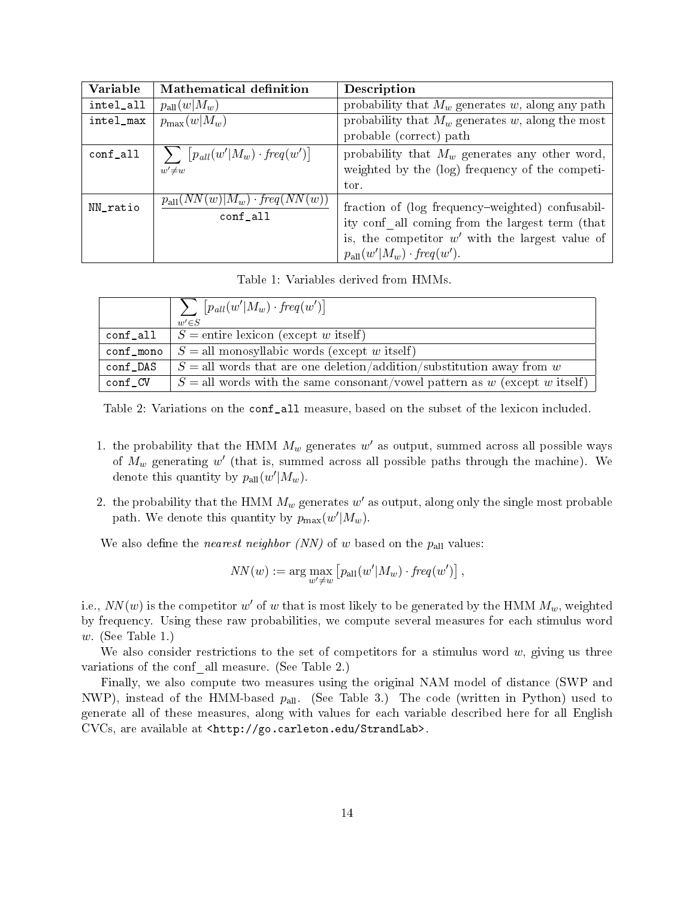| Variable | Mathematical definition | Description |
|---|---|---|
| `intel_all` | $p_{\text{all}}(w\|M_w)$ | probability that $M_w$ generates $w$, along any path |
| `intel_max` | $p_{\max}(w\|M_w)$ | probability that $M_w$ generates $w$, along the most probable (correct) path |
| `conf_all` | $\sum_{w' \neq w} \left[ p_{all}(w'\|M_w) \cdot \mathit{freq}(w') \right]$ | probability that $M_w$ generates any other word, weighted by the (log) frequency of the competitor. |
| `NN_ratio` | $\frac{p_{\text{all}}(NN(w)\|M_w) \cdot \mathit{freq}(NN(w))}{\texttt{conf\_all}}$ | fraction of (log frequency–weighted) confusability conf_all coming from the largest term (that is, the competitor $w'$ with the largest value of $p_{\text{all}}(w'\|M_w) \cdot \mathit{freq}(w')$. |

Table 1: Variables derived from HMMs.

| | $\sum_{w' \in S} \left[ p_{all}(w'\|M_w) \cdot \mathit{freq}(w') \right]$ |
|---|---|
| `conf_all` | $S$ = entire lexicon (except $w$ itself) |
| `conf_mono` | $S$ = all monosyllabic words (except $w$ itself) |
| `conf_DAS` | $S$ = all words that are one deletion/addition/substitution away from $w$ |
| `conf_CV` | $S$ = all words with the same consonant/vowel pattern as $w$ (except $w$ itself) |

Table 2: Variations on the `conf_all` measure, based on the subset of the lexicon included.

1. the probability that the HMM $M_w$ generates $w'$ as output, summed across all possible ways of $M_w$ generating $w'$ (that is, summed across all possible paths through the machine). We denote this quantity by $p_{\text{all}}(w'|M_w)$.
2. the probability that the HMM $M_w$ generates $w'$ as output, along only the single most probable path. We denote this quantity by $p_{\max}(w'|M_w)$.

We also define the *nearest neighbor (NN)* of $w$ based on the $p_{\text{all}}$ values:

$$NN(w) := \arg\max_{w' \neq w} \left[ p_{\text{all}}(w'|M_w) \cdot \mathit{freq}(w') \right],$$

i.e., $NN(w)$ is the competitor $w'$ of $w$ that is most likely to be generated by the HMM $M_w$, weighted by frequency. Using these raw probabilities, we compute several measures for each stimulus word $w$. (See Table 1.)

We also consider restrictions to the set of competitors for a stimulus word $w$, giving us three variations of the conf_all measure. (See Table 2.)

Finally, we also compute two measures using the original NAM model of distance (SWP and NWP), instead of the HMM-based $p_{\text{all}}$. (See Table 3.) The code (written in Python) used to generate all of these measures, along with values for each variable described here for all English CVCs, are available at `<http://go.carleton.edu/StrandLab>`.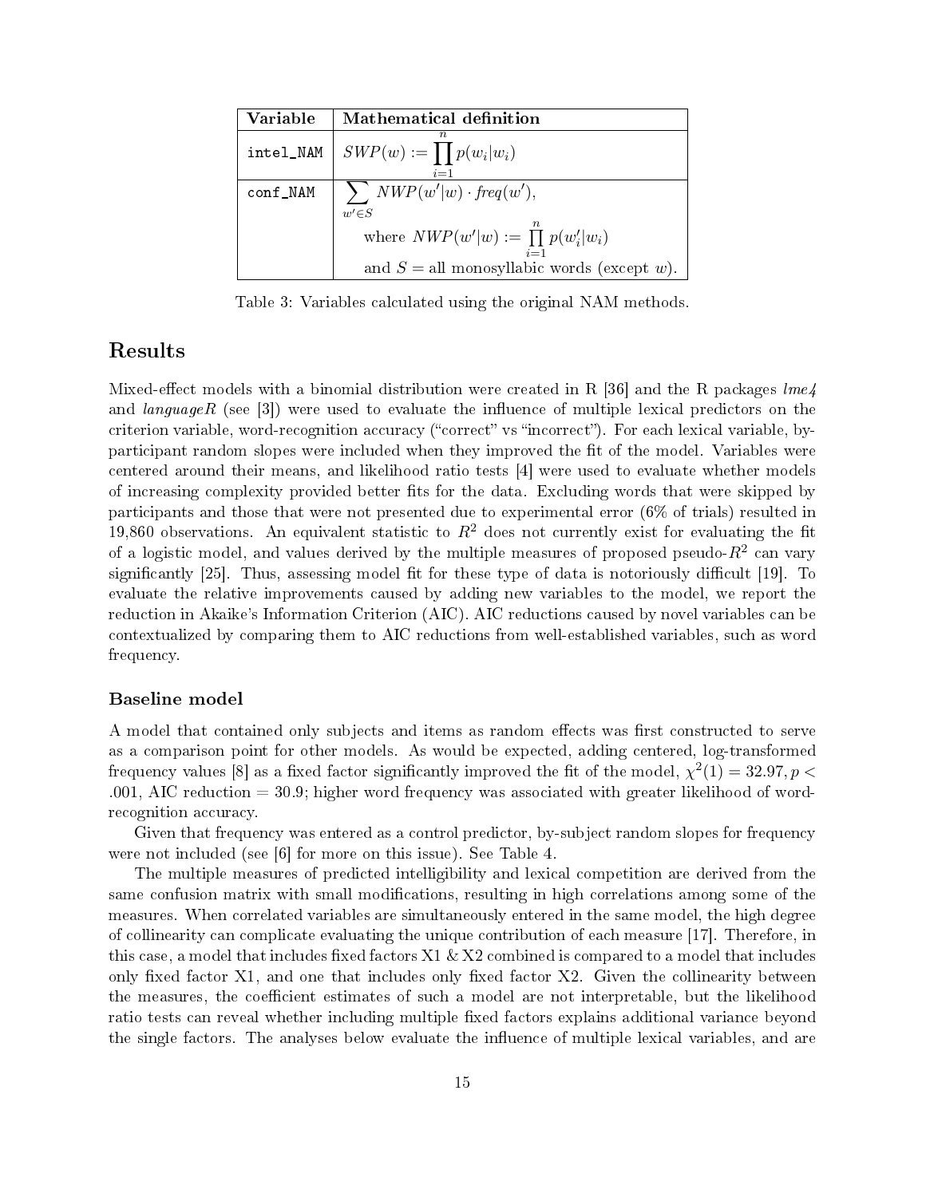| Variable | Mathematical definition |
| --- | --- |
| `intel_NAM` | $SWP(w) := \prod_{i=1}^{n} p(w_i \mid w_i)$ |
| `conf_NAM` | $\sum_{w' \in S} NWP(w' \mid w) \cdot \mathit{freq}(w')$, where $NWP(w' \mid w) := \prod_{i=1}^{n} p(w'_i \mid w_i)$ and $S$ = all monosyllabic words (except $w$). |

Table 3: Variables calculated using the original NAM methods.

## Results

Mixed-effect models with a binomial distribution were created in R [36] and the R packages *lme4* and *languageR* (see [3]) were used to evaluate the influence of multiple lexical predictors on the criterion variable, word-recognition accuracy ("correct" vs "incorrect"). For each lexical variable, by-participant random slopes were included when they improved the fit of the model. Variables were centered around their means, and likelihood ratio tests [4] were used to evaluate whether models of increasing complexity provided better fits for the data. Excluding words that were skipped by participants and those that were not presented due to experimental error (6% of trials) resulted in 19,860 observations. An equivalent statistic to $R^2$ does not currently exist for evaluating the fit of a logistic model, and values derived by the multiple measures of proposed pseudo-$R^2$ can vary significantly [25]. Thus, assessing model fit for these type of data is notoriously difficult [19]. To evaluate the relative improvements caused by adding new variables to the model, we report the reduction in Akaike's Information Criterion (AIC). AIC reductions caused by novel variables can be contextualized by comparing them to AIC reductions from well-established variables, such as word frequency.

### Baseline model

A model that contained only subjects and items as random effects was first constructed to serve as a comparison point for other models. As would be expected, adding centered, log-transformed frequency values [8] as a fixed factor significantly improved the fit of the model, $\chi^2(1) = 32.97, p < .001$, AIC reduction = 30.9; higher word frequency was associated with greater likelihood of word-recognition accuracy.

Given that frequency was entered as a control predictor, by-subject random slopes for frequency were not included (see [6] for more on this issue). See Table 4.

The multiple measures of predicted intelligibility and lexical competition are derived from the same confusion matrix with small modifications, resulting in high correlations among some of the measures. When correlated variables are simultaneously entered in the same model, the high degree of collinearity can complicate evaluating the unique contribution of each measure [17]. Therefore, in this case, a model that includes fixed factors X1 & X2 combined is compared to a model that includes only fixed factor X1, and one that includes only fixed factor X2. Given the collinearity between the measures, the coefficient estimates of such a model are not interpretable, but the likelihood ratio tests can reveal whether including multiple fixed factors explains additional variance beyond the single factors. The analyses below evaluate the influence of multiple lexical variables, and are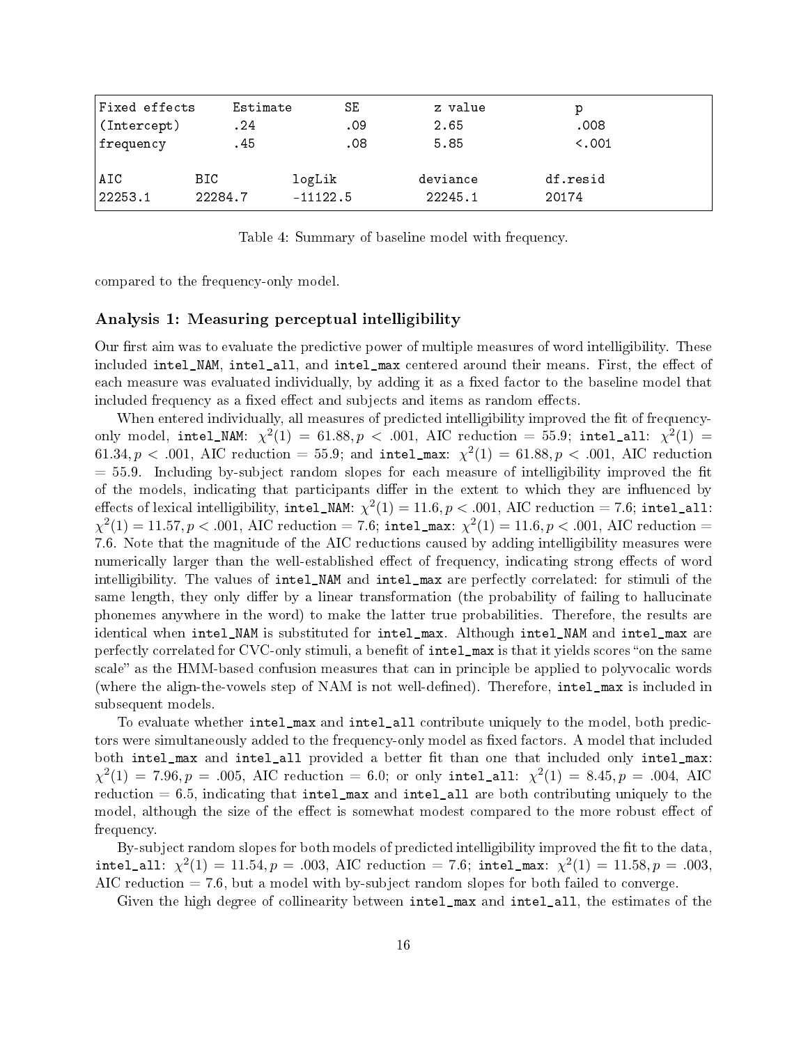| Fixed effects | Estimate | SE | z value | p |
|---|---|---|---|---|
| (Intercept) | .24 | .09 | 2.65 | .008 |
| frequency | .45 | .08 | 5.85 | <.001 |

| AIC | BIC | logLik | deviance | df.resid |
|---|---|---|---|---|
| 22253.1 | 22284.7 | -11122.5 | 22245.1 | 20174 |

Table 4: Summary of baseline model with frequency.

compared to the frequency-only model.

### Analysis 1: Measuring perceptual intelligibility

Our first aim was to evaluate the predictive power of multiple measures of word intelligibility. These included `intel_NAM`, `intel_all`, and `intel_max` centered around their means. First, the effect of each measure was evaluated individually, by adding it as a fixed factor to the baseline model that included frequency as a fixed effect and subjects and items as random effects.

When entered individually, all measures of predicted intelligibility improved the fit of frequency-only model, `intel_NAM`: $\chi^2(1) = 61.88, p < .001$, AIC reduction = 55.9; `intel_all`: $\chi^2(1) = 61.34, p < .001$, AIC reduction = 55.9; and `intel_max`: $\chi^2(1) = 61.88, p < .001$, AIC reduction = 55.9. Including by-subject random slopes for each measure of intelligibility improved the fit of the models, indicating that participants differ in the extent to which they are influenced by effects of lexical intelligibility, `intel_NAM`: $\chi^2(1) = 11.6, p < .001$, AIC reduction = 7.6; `intel_all`: $\chi^2(1) = 11.57, p < .001$, AIC reduction = 7.6; `intel_max`: $\chi^2(1) = 11.6, p < .001$, AIC reduction = 7.6. Note that the magnitude of the AIC reductions caused by adding intelligibility measures were numerically larger than the well-established effect of frequency, indicating strong effects of word intelligibility. The values of `intel_NAM` and `intel_max` are perfectly correlated: for stimuli of the same length, they only differ by a linear transformation (the probability of failing to hallucinate phonemes anywhere in the word) to make the latter true probabilities. Therefore, the results are identical when `intel_NAM` is substituted for `intel_max`. Although `intel_NAM` and `intel_max` are perfectly correlated for CVC-only stimuli, a benefit of `intel_max` is that it yields scores "on the same scale" as the HMM-based confusion measures that can in principle be applied to polyvocalic words (where the align-the-vowels step of NAM is not well-defined). Therefore, `intel_max` is included in subsequent models.

To evaluate whether `intel_max` and `intel_all` contribute uniquely to the model, both predictors were simultaneously added to the frequency-only model as fixed factors. A model that included both `intel_max` and `intel_all` provided a better fit than one that included only `intel_max`: $\chi^2(1) = 7.96, p = .005$, AIC reduction = 6.0; or only `intel_all`: $\chi^2(1) = 8.45, p = .004$, AIC reduction = 6.5, indicating that `intel_max` and `intel_all` are both contributing uniquely to the model, although the size of the effect is somewhat modest compared to the more robust effect of frequency.

By-subject random slopes for both models of predicted intelligibility improved the fit to the data, `intel_all`: $\chi^2(1) = 11.54, p = .003$, AIC reduction = 7.6; `intel_max`: $\chi^2(1) = 11.58, p = .003$, AIC reduction = 7.6, but a model with by-subject random slopes for both failed to converge.

Given the high degree of collinearity between `intel_max` and `intel_all`, the estimates of the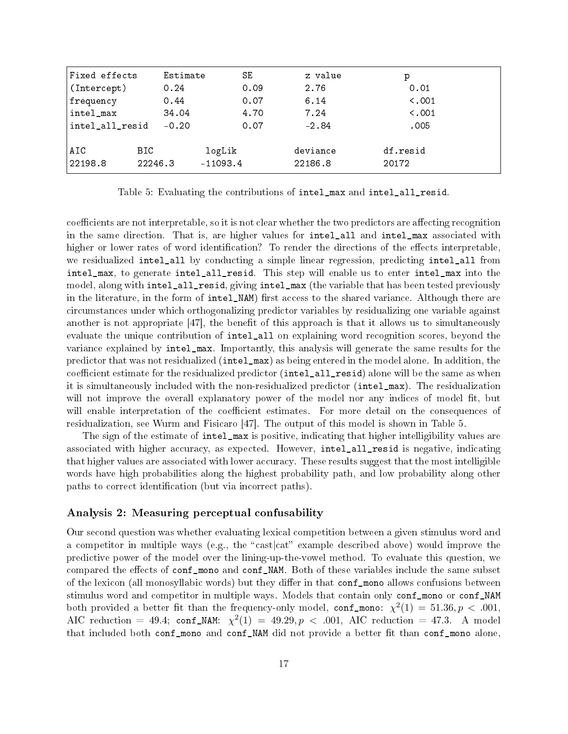| Fixed effects | Estimate | SE | z value | p |
|---|---|---|---|---|
| (Intercept) | 0.24 | 0.09 | 2.76 | 0.01 |
| frequency | 0.44 | 0.07 | 6.14 | <.001 |
| intel_max | 34.04 | 4.70 | 7.24 | <.001 |
| intel_all_resid | -0.20 | 0.07 | -2.84 | .005 |
| | | | | |
| AIC | BIC | logLik | deviance | df.resid |
| 22198.8 | 22246.3 | -11093.4 | 22186.8 | 20172 |

Table 5: Evaluating the contributions of intel_max and intel_all_resid.

coefficients are not interpretable, so it is not clear whether the two predictors are affecting recognition in the same direction. That is, are higher values for intel_all and intel_max associated with higher or lower rates of word identification? To render the directions of the effects interpretable, we residualized intel_all by conducting a simple linear regression, predicting intel_all from intel_max, to generate intel_all_resid. This step will enable us to enter intel_max into the model, along with intel_all_resid, giving intel_max (the variable that has been tested previously in the literature, in the form of intel_NAM) first access to the shared variance. Although there are circumstances under which orthogonalizing predictor variables by residualizing one variable against another is not appropriate [47], the benefit of this approach is that it allows us to simultaneously evaluate the unique contribution of intel_all on explaining word recognition scores, beyond the variance explained by intel_max. Importantly, this analysis will generate the same results for the predictor that was not residualized (intel_max) as being entered in the model alone. In addition, the coefficient estimate for the residualized predictor (intel_all_resid) alone will be the same as when it is simultaneously included with the non-residualized predictor (intel_max). The residualization will not improve the overall explanatory power of the model nor any indices of model fit, but will enable interpretation of the coefficient estimates. For more detail on the consequences of residualization, see Wurm and Fisicaro [47]. The output of this model is shown in Table 5.

The sign of the estimate of intel_max is positive, indicating that higher intelligibility values are associated with higher accuracy, as expected. However, intel_all_resid is negative, indicating that higher values are associated with lower accuracy. These results suggest that the most intelligible words have high probabilities along the highest probability path, and low probability along other paths to correct identification (but via incorrect paths).

### Analysis 2: Measuring perceptual confusability

Our second question was whether evaluating lexical competition between a given stimulus word and a competitor in multiple ways (e.g., the "cast|cat" example described above) would improve the predictive power of the model over the lining-up-the-vowel method. To evaluate this question, we compared the effects of conf_mono and conf_NAM. Both of these variables include the same subset of the lexicon (all monosyllabic words) but they differ in that conf_mono allows confusions between stimulus word and competitor in multiple ways. Models that contain only conf_mono or conf_NAM both provided a better fit than the frequency-only model, conf_mono: $\chi^2(1) = 51.36, p < .001$, AIC reduction = 49.4; conf_NAM: $\chi^2(1) = 49.29, p < .001$, AIC reduction = 47.3. A model that included both conf_mono and conf_NAM did not provide a better fit than conf_mono alone,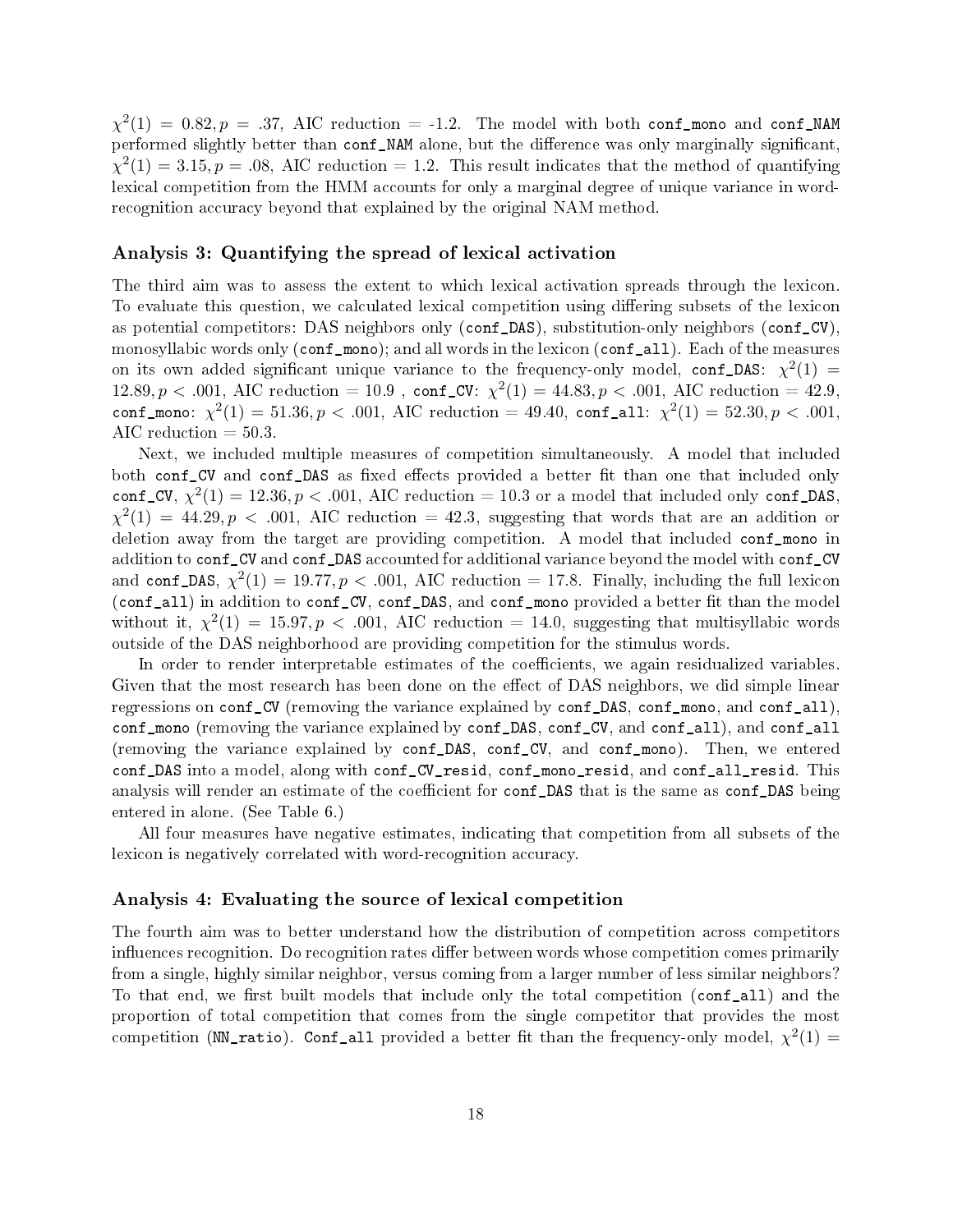$\chi^2(1) = 0.82, p = .37$, AIC reduction = -1.2. The model with both `conf_mono` and `conf_NAM` performed slightly better than `conf_NAM` alone, but the difference was only marginally significant, $\chi^2(1) = 3.15, p = .08$, AIC reduction = 1.2. This result indicates that the method of quantifying lexical competition from the HMM accounts for only a marginal degree of unique variance in word-recognition accuracy beyond that explained by the original NAM method.

### Analysis 3: Quantifying the spread of lexical activation

The third aim was to assess the extent to which lexical activation spreads through the lexicon. To evaluate this question, we calculated lexical competition using differing subsets of the lexicon as potential competitors: DAS neighbors only (`conf_DAS`), substitution-only neighbors (`conf_CV`), monosyllabic words only (`conf_mono`); and all words in the lexicon (`conf_all`). Each of the measures on its own added significant unique variance to the frequency-only model, `conf_DAS`: $\chi^2(1) = 12.89, p < .001$, AIC reduction = 10.9 , `conf_CV`: $\chi^2(1) = 44.83, p < .001$, AIC reduction = 42.9, `conf_mono`: $\chi^2(1) = 51.36, p < .001$, AIC reduction = 49.40, `conf_all`: $\chi^2(1) = 52.30, p < .001$, AIC reduction = 50.3.

Next, we included multiple measures of competition simultaneously. A model that included both `conf_CV` and `conf_DAS` as fixed effects provided a better fit than one that included only `conf_CV`, $\chi^2(1) = 12.36, p < .001$, AIC reduction = 10.3 or a model that included only `conf_DAS`, $\chi^2(1) = 44.29, p < .001$, AIC reduction = 42.3, suggesting that words that are an addition or deletion away from the target are providing competition. A model that included `conf_mono` in addition to `conf_CV` and `conf_DAS` accounted for additional variance beyond the model with `conf_CV` and `conf_DAS`, $\chi^2(1) = 19.77, p < .001$, AIC reduction = 17.8. Finally, including the full lexicon (`conf_all`) in addition to `conf_CV`, `conf_DAS`, and `conf_mono` provided a better fit than the model without it, $\chi^2(1) = 15.97, p < .001$, AIC reduction = 14.0, suggesting that multisyllabic words outside of the DAS neighborhood are providing competition for the stimulus words.

In order to render interpretable estimates of the coefficients, we again residualized variables. Given that the most research has been done on the effect of DAS neighbors, we did simple linear regressions on `conf_CV` (removing the variance explained by `conf_DAS`, `conf_mono`, and `conf_all`), `conf_mono` (removing the variance explained by `conf_DAS`, `conf_CV`, and `conf_all`), and `conf_all` (removing the variance explained by `conf_DAS`, `conf_CV`, and `conf_mono`). Then, we entered `conf_DAS` into a model, along with `conf_CV_resid`, `conf_mono_resid`, and `conf_all_resid`. This analysis will render an estimate of the coefficient for `conf_DAS` that is the same as `conf_DAS` being entered in alone. (See Table 6.)

All four measures have negative estimates, indicating that competition from all subsets of the lexicon is negatively correlated with word-recognition accuracy.

### Analysis 4: Evaluating the source of lexical competition

The fourth aim was to better understand how the distribution of competition across competitors influences recognition. Do recognition rates differ between words whose competition comes primarily from a single, highly similar neighbor, versus coming from a larger number of less similar neighbors? To that end, we first built models that include only the total competition (`conf_all`) and the proportion of total competition that comes from the single competitor that provides the most competition (`NN_ratio`). `Conf_all` provided a better fit than the frequency-only model, $\chi^2(1) =$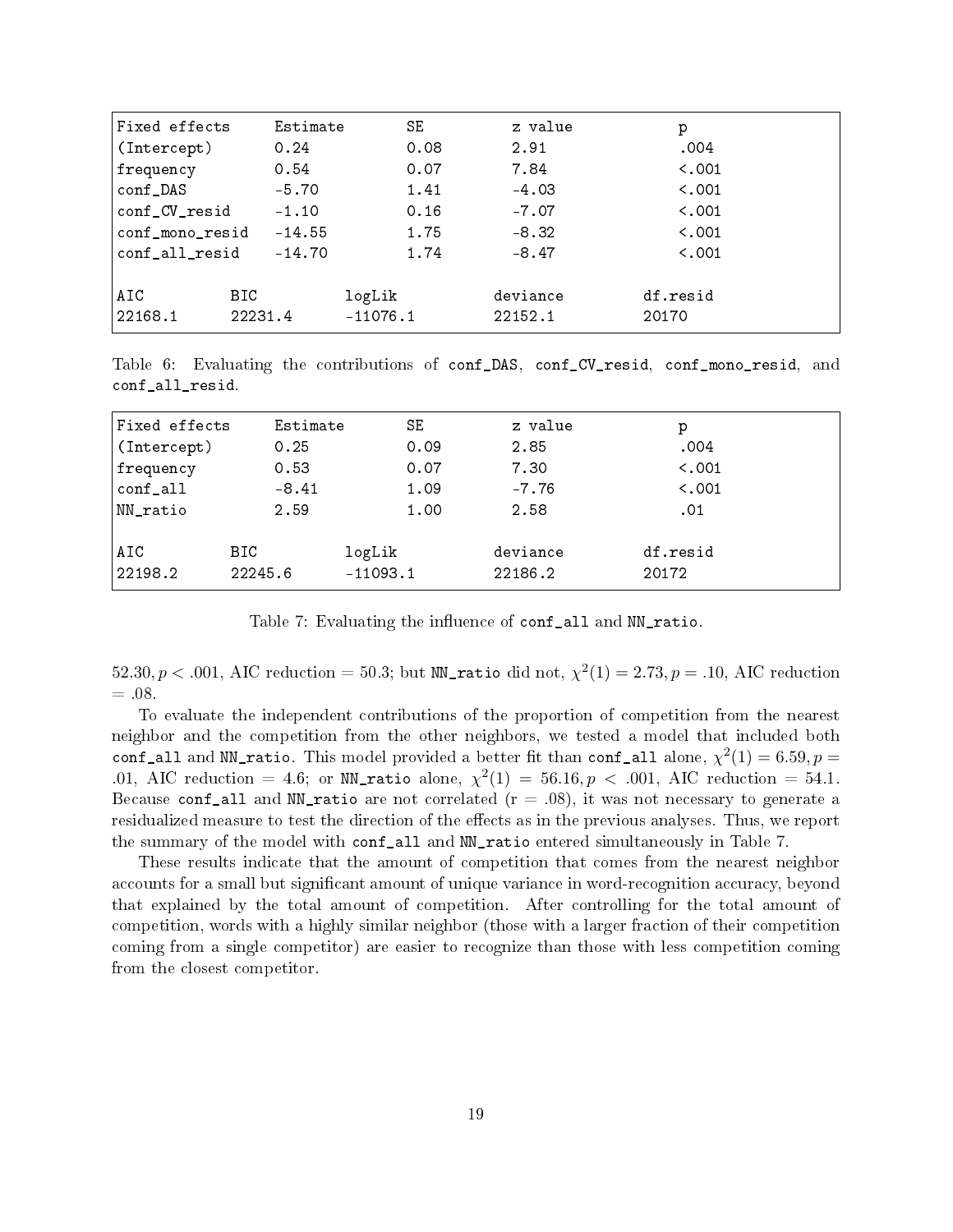| Fixed effects | Estimate | SE | z value | p |
|---|---|---|---|---|
| (Intercept) | 0.24 | 0.08 | 2.91 | .004 |
| frequency | 0.54 | 0.07 | 7.84 | <.001 |
| conf_DAS | -5.70 | 1.41 | -4.03 | <.001 |
| conf_CV_resid | -1.10 | 0.16 | -7.07 | <.001 |
| conf_mono_resid | -14.55 | 1.75 | -8.32 | <.001 |
| conf_all_resid | -14.70 | 1.74 | -8.47 | <.001 |

| AIC | BIC | logLik | deviance | df.resid |
|---|---|---|---|---|
| 22168.1 | 22231.4 | -11076.1 | 22152.1 | 20170 |

Table 6: Evaluating the contributions of conf_DAS, conf_CV_resid, conf_mono_resid, and conf_all_resid.

| Fixed effects | Estimate | SE | z value | p |
|---|---|---|---|---|
| (Intercept) | 0.25 | 0.09 | 2.85 | .004 |
| frequency | 0.53 | 0.07 | 7.30 | <.001 |
| conf_all | -8.41 | 1.09 | -7.76 | <.001 |
| NN_ratio | 2.59 | 1.00 | 2.58 | .01 |

| AIC | BIC | logLik | deviance | df.resid |
|---|---|---|---|---|
| 22198.2 | 22245.6 | -11093.1 | 22186.2 | 20172 |

Table 7: Evaluating the influence of conf_all and NN_ratio.

$52.30, p < .001$, AIC reduction $= 50.3$; but NN_ratio did not, $\chi^2(1) = 2.73, p = .10$, AIC reduction $= .08$.

To evaluate the independent contributions of the proportion of competition from the nearest neighbor and the competition from the other neighbors, we tested a model that included both conf_all and NN_ratio. This model provided a better fit than conf_all alone, $\chi^2(1) = 6.59, p = .01$, AIC reduction $= 4.6$; or NN_ratio alone, $\chi^2(1) = 56.16, p < .001$, AIC reduction $= 54.1$. Because conf_all and NN_ratio are not correlated (r = .08), it was not necessary to generate a residualized measure to test the direction of the effects as in the previous analyses. Thus, we report the summary of the model with conf_all and NN_ratio entered simultaneously in Table 7.

These results indicate that the amount of competition that comes from the nearest neighbor accounts for a small but significant amount of unique variance in word-recognition accuracy, beyond that explained by the total amount of competition. After controlling for the total amount of competition, words with a highly similar neighbor (those with a larger fraction of their competition coming from a single competitor) are easier to recognize than those with less competition coming from the closest competitor.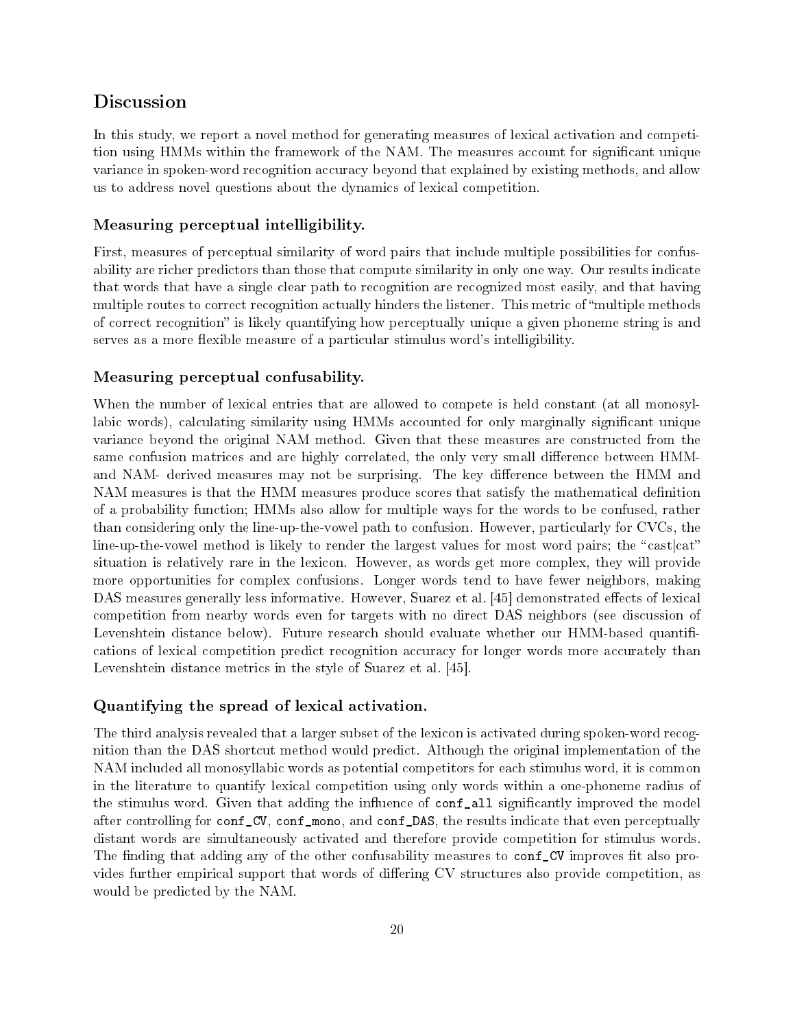## Discussion

In this study, we report a novel method for generating measures of lexical activation and competition using HMMs within the framework of the NAM. The measures account for significant unique variance in spoken-word recognition accuracy beyond that explained by existing methods, and allow us to address novel questions about the dynamics of lexical competition.

### Measuring perceptual intelligibility.

First, measures of perceptual similarity of word pairs that include multiple possibilities for confusability are richer predictors than those that compute similarity in only one way. Our results indicate that words that have a single clear path to recognition are recognized most easily, and that having multiple routes to correct recognition actually hinders the listener. This metric of "multiple methods of correct recognition" is likely quantifying how perceptually unique a given phoneme string is and serves as a more flexible measure of a particular stimulus word's intelligibility.

### Measuring perceptual confusability.

When the number of lexical entries that are allowed to compete is held constant (at all monosyllabic words), calculating similarity using HMMs accounted for only marginally significant unique variance beyond the original NAM method. Given that these measures are constructed from the same confusion matrices and are highly correlated, the only very small difference between HMM- and NAM- derived measures may not be surprising. The key difference between the HMM and NAM measures is that the HMM measures produce scores that satisfy the mathematical definition of a probability function; HMMs also allow for multiple ways for the words to be confused, rather than considering only the line-up-the-vowel path to confusion. However, particularly for CVCs, the line-up-the-vowel method is likely to render the largest values for most word pairs; the "cast|cat" situation is relatively rare in the lexicon. However, as words get more complex, they will provide more opportunities for complex confusions. Longer words tend to have fewer neighbors, making DAS measures generally less informative. However, Suarez et al. [45] demonstrated effects of lexical competition from nearby words even for targets with no direct DAS neighbors (see discussion of Levenshtein distance below). Future research should evaluate whether our HMM-based quantifications of lexical competition predict recognition accuracy for longer words more accurately than Levenshtein distance metrics in the style of Suarez et al. [45].

### Quantifying the spread of lexical activation.

The third analysis revealed that a larger subset of the lexicon is activated during spoken-word recognition than the DAS shortcut method would predict. Although the original implementation of the NAM included all monosyllabic words as potential competitors for each stimulus word, it is common in the literature to quantify lexical competition using only words within a one-phoneme radius of the stimulus word. Given that adding the influence of `conf_all` significantly improved the model after controlling for `conf_CV`, `conf_mono`, and `conf_DAS`, the results indicate that even perceptually distant words are simultaneously activated and therefore provide competition for stimulus words. The finding that adding any of the other confusability measures to `conf_CV` improves fit also provides further empirical support that words of differing CV structures also provide competition, as would be predicted by the NAM.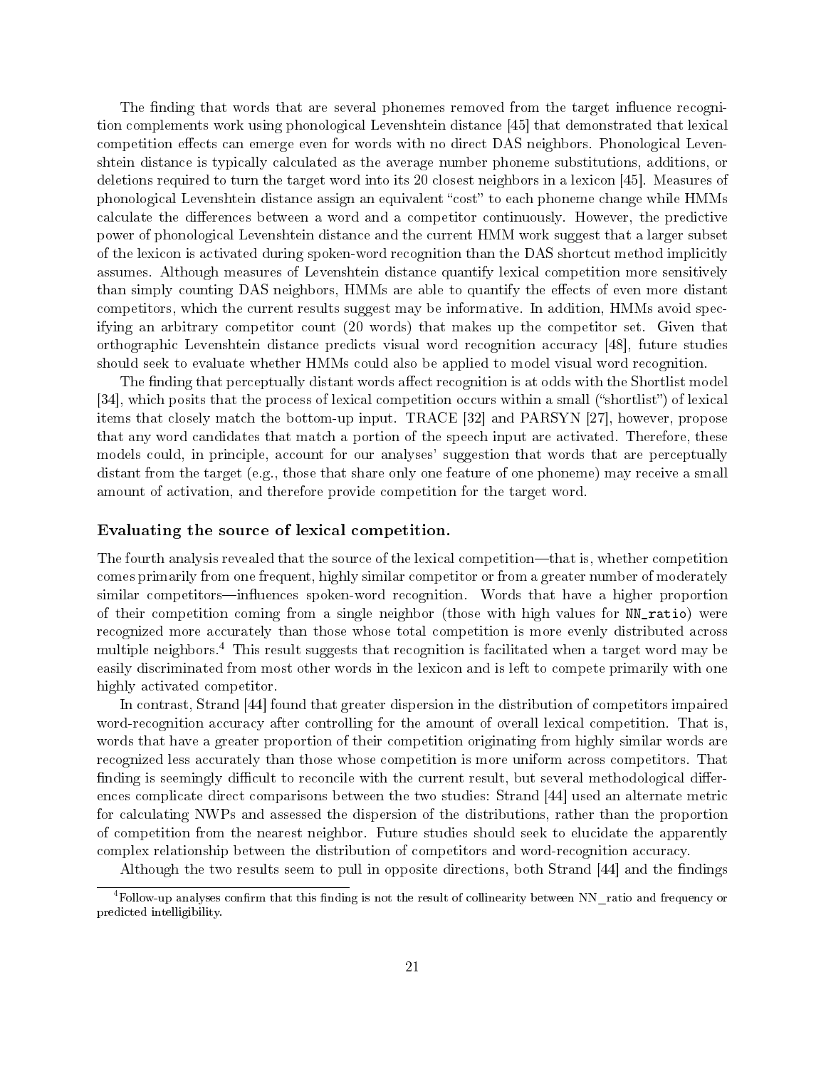The finding that words that are several phonemes removed from the target influence recognition complements work using phonological Levenshtein distance [45] that demonstrated that lexical competition effects can emerge even for words with no direct DAS neighbors. Phonological Levenshtein distance is typically calculated as the average number phoneme substitutions, additions, or deletions required to turn the target word into its 20 closest neighbors in a lexicon [45]. Measures of phonological Levenshtein distance assign an equivalent "cost" to each phoneme change while HMMs calculate the differences between a word and a competitor continuously. However, the predictive power of phonological Levenshtein distance and the current HMM work suggest that a larger subset of the lexicon is activated during spoken-word recognition than the DAS shortcut method implicitly assumes. Although measures of Levenshtein distance quantify lexical competition more sensitively than simply counting DAS neighbors, HMMs are able to quantify the effects of even more distant competitors, which the current results suggest may be informative. In addition, HMMs avoid specifying an arbitrary competitor count (20 words) that makes up the competitor set. Given that orthographic Levenshtein distance predicts visual word recognition accuracy [48], future studies should seek to evaluate whether HMMs could also be applied to model visual word recognition.

The finding that perceptually distant words affect recognition is at odds with the Shortlist model [34], which posits that the process of lexical competition occurs within a small ("shortlist") of lexical items that closely match the bottom-up input. TRACE [32] and PARSYN [27], however, propose that any word candidates that match a portion of the speech input are activated. Therefore, these models could, in principle, account for our analyses' suggestion that words that are perceptually distant from the target (e.g., those that share only one feature of one phoneme) may receive a small amount of activation, and therefore provide competition for the target word.

### Evaluating the source of lexical competition.

The fourth analysis revealed that the source of the lexical competition—that is, whether competition comes primarily from one frequent, highly similar competitor or from a greater number of moderately similar competitors—influences spoken-word recognition. Words that have a higher proportion of their competition coming from a single neighbor (those with high values for `NN_ratio`) were recognized more accurately than those whose total competition is more evenly distributed across multiple neighbors.[4] This result suggests that recognition is facilitated when a target word may be easily discriminated from most other words in the lexicon and is left to compete primarily with one highly activated competitor.

In contrast, Strand [44] found that greater dispersion in the distribution of competitors impaired word-recognition accuracy after controlling for the amount of overall lexical competition. That is, words that have a greater proportion of their competition originating from highly similar words are recognized less accurately than those whose competition is more uniform across competitors. That finding is seemingly difficult to reconcile with the current result, but several methodological differences complicate direct comparisons between the two studies: Strand [44] used an alternate metric for calculating NWPs and assessed the dispersion of the distributions, rather than the proportion of competition from the nearest neighbor. Future studies should seek to elucidate the apparently complex relationship between the distribution of competitors and word-recognition accuracy.

Although the two results seem to pull in opposite directions, both Strand [44] and the findings

---

[4] Follow-up analyses confirm that this finding is not the result of collinearity between NN_ratio and frequency or predicted intelligibility.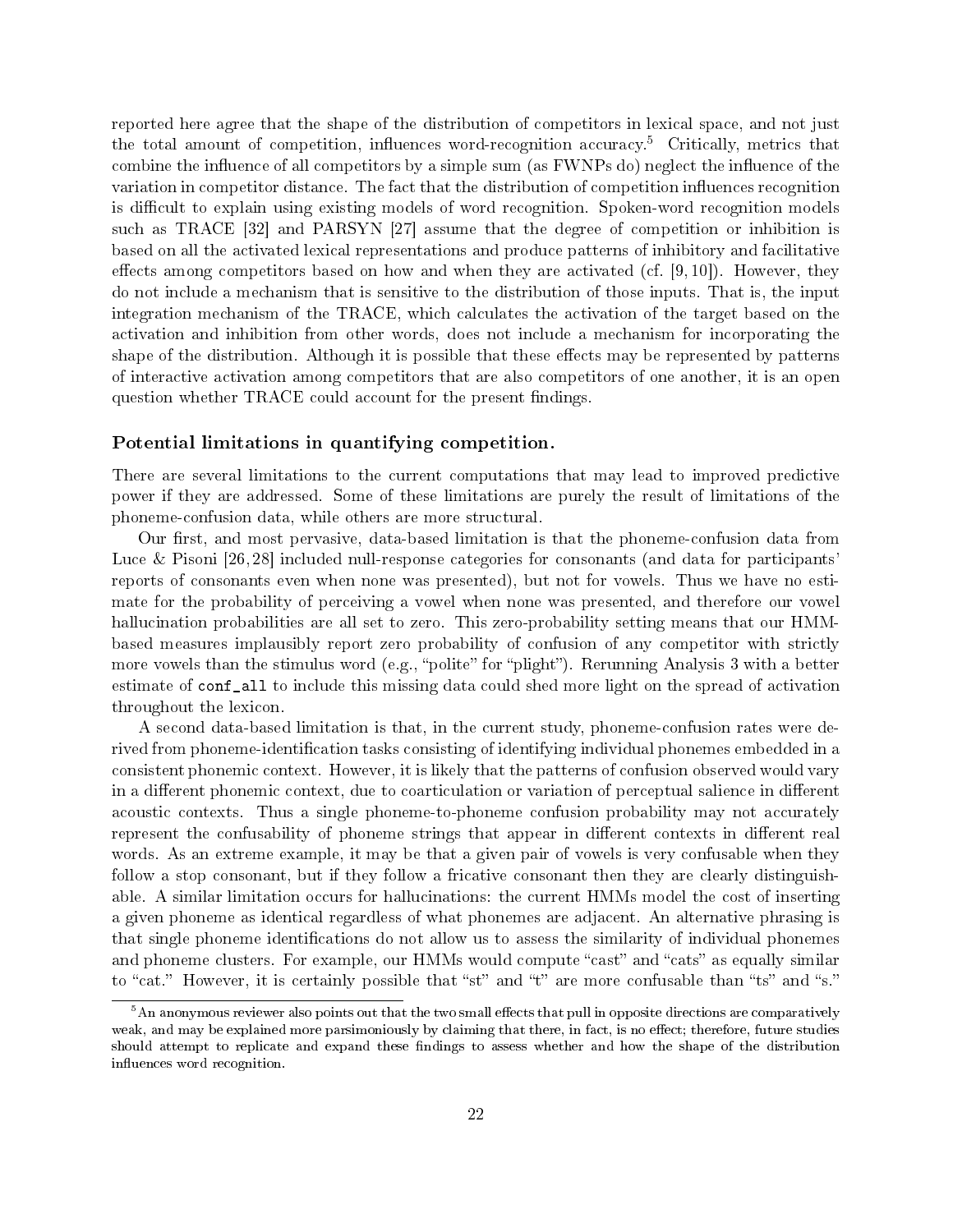reported here agree that the shape of the distribution of competitors in lexical space, and not just the total amount of competition, influences word-recognition accuracy.[5] Critically, metrics that combine the influence of all competitors by a simple sum (as FWNPs do) neglect the influence of the variation in competitor distance. The fact that the distribution of competition influences recognition is difficult to explain using existing models of word recognition. Spoken-word recognition models such as TRACE [32] and PARSYN [27] assume that the degree of competition or inhibition is based on all the activated lexical representations and produce patterns of inhibitory and facilitative effects among competitors based on how and when they are activated (cf. [9, 10]). However, they do not include a mechanism that is sensitive to the distribution of those inputs. That is, the input integration mechanism of the TRACE, which calculates the activation of the target based on the activation and inhibition from other words, does not include a mechanism for incorporating the shape of the distribution. Although it is possible that these effects may be represented by patterns of interactive activation among competitors that are also competitors of one another, it is an open question whether TRACE could account for the present findings.

### Potential limitations in quantifying competition.

There are several limitations to the current computations that may lead to improved predictive power if they are addressed. Some of these limitations are purely the result of limitations of the phoneme-confusion data, while others are more structural.

Our first, and most pervasive, data-based limitation is that the phoneme-confusion data from Luce & Pisoni [26, 28] included null-response categories for consonants (and data for participants' reports of consonants even when none was presented), but not for vowels. Thus we have no estimate for the probability of perceiving a vowel when none was presented, and therefore our vowel hallucination probabilities are all set to zero. This zero-probability setting means that our HMM-based measures implausibly report zero probability of confusion of any competitor with strictly more vowels than the stimulus word (e.g., "polite" for "plight"). Rerunning Analysis 3 with a better estimate of `conf_all` to include this missing data could shed more light on the spread of activation throughout the lexicon.

A second data-based limitation is that, in the current study, phoneme-confusion rates were derived from phoneme-identification tasks consisting of identifying individual phonemes embedded in a consistent phonemic context. However, it is likely that the patterns of confusion observed would vary in a different phonemic context, due to coarticulation or variation of perceptual salience in different acoustic contexts. Thus a single phoneme-to-phoneme confusion probability may not accurately represent the confusability of phoneme strings that appear in different contexts in different real words. As an extreme example, it may be that a given pair of vowels is very confusable when they follow a stop consonant, but if they follow a fricative consonant then they are clearly distinguishable. A similar limitation occurs for hallucinations: the current HMMs model the cost of inserting a given phoneme as identical regardless of what phonemes are adjacent. An alternative phrasing is that single phoneme identifications do not allow us to assess the similarity of individual phonemes and phoneme clusters. For example, our HMMs would compute "cast" and "cats" as equally similar to "cat." However, it is certainly possible that "st" and "t" are more confusable than "ts" and "s."

[5] An anonymous reviewer also points out that the two small effects that pull in opposite directions are comparatively weak, and may be explained more parsimoniously by claiming that there, in fact, is no effect; therefore, future studies should attempt to replicate and expand these findings to assess whether and how the shape of the distribution influences word recognition.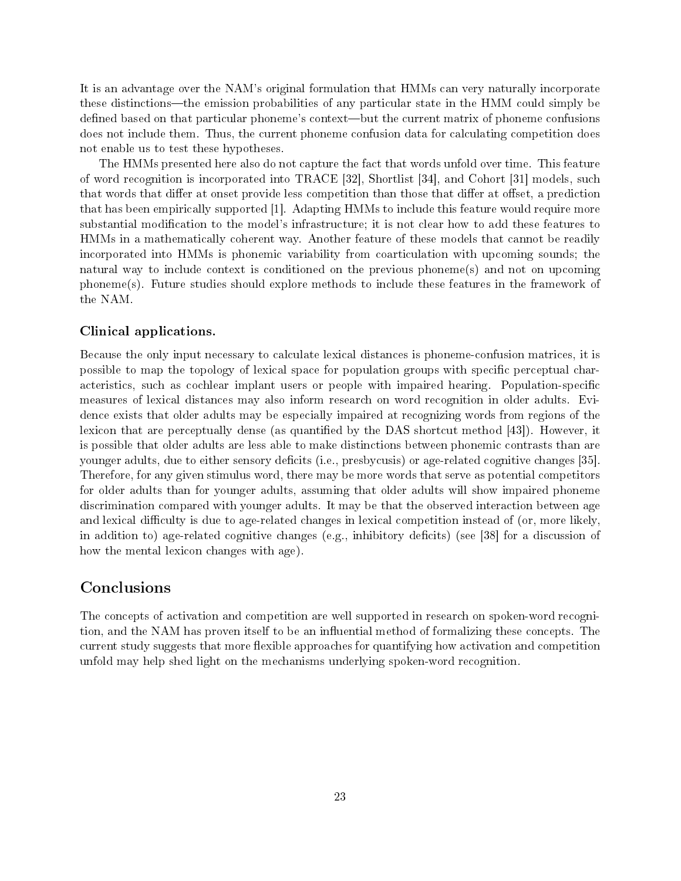It is an advantage over the NAM's original formulation that HMMs can very naturally incorporate these distinctions—the emission probabilities of any particular state in the HMM could simply be defined based on that particular phoneme's context—but the current matrix of phoneme confusions does not include them. Thus, the current phoneme confusion data for calculating competition does not enable us to test these hypotheses.

The HMMs presented here also do not capture the fact that words unfold over time. This feature of word recognition is incorporated into TRACE [32], Shortlist [34], and Cohort [31] models, such that words that differ at onset provide less competition than those that differ at offset, a prediction that has been empirically supported [1]. Adapting HMMs to include this feature would require more substantial modification to the model's infrastructure; it is not clear how to add these features to HMMs in a mathematically coherent way. Another feature of these models that cannot be readily incorporated into HMMs is phonemic variability from coarticulation with upcoming sounds; the natural way to include context is conditioned on the previous phoneme(s) and not on upcoming phoneme(s). Future studies should explore methods to include these features in the framework of the NAM.

### Clinical applications.

Because the only input necessary to calculate lexical distances is phoneme-confusion matrices, it is possible to map the topology of lexical space for population groups with specific perceptual characteristics, such as cochlear implant users or people with impaired hearing. Population-specific measures of lexical distances may also inform research on word recognition in older adults. Evidence exists that older adults may be especially impaired at recognizing words from regions of the lexicon that are perceptually dense (as quantified by the DAS shortcut method [43]). However, it is possible that older adults are less able to make distinctions between phonemic contrasts than are younger adults, due to either sensory deficits (i.e., presbycusis) or age-related cognitive changes [35]. Therefore, for any given stimulus word, there may be more words that serve as potential competitors for older adults than for younger adults, assuming that older adults will show impaired phoneme discrimination compared with younger adults. It may be that the observed interaction between age and lexical difficulty is due to age-related changes in lexical competition instead of (or, more likely, in addition to) age-related cognitive changes (e.g., inhibitory deficits) (see [38] for a discussion of how the mental lexicon changes with age).

## Conclusions

The concepts of activation and competition are well supported in research on spoken-word recognition, and the NAM has proven itself to be an influential method of formalizing these concepts. The current study suggests that more flexible approaches for quantifying how activation and competition unfold may help shed light on the mechanisms underlying spoken-word recognition.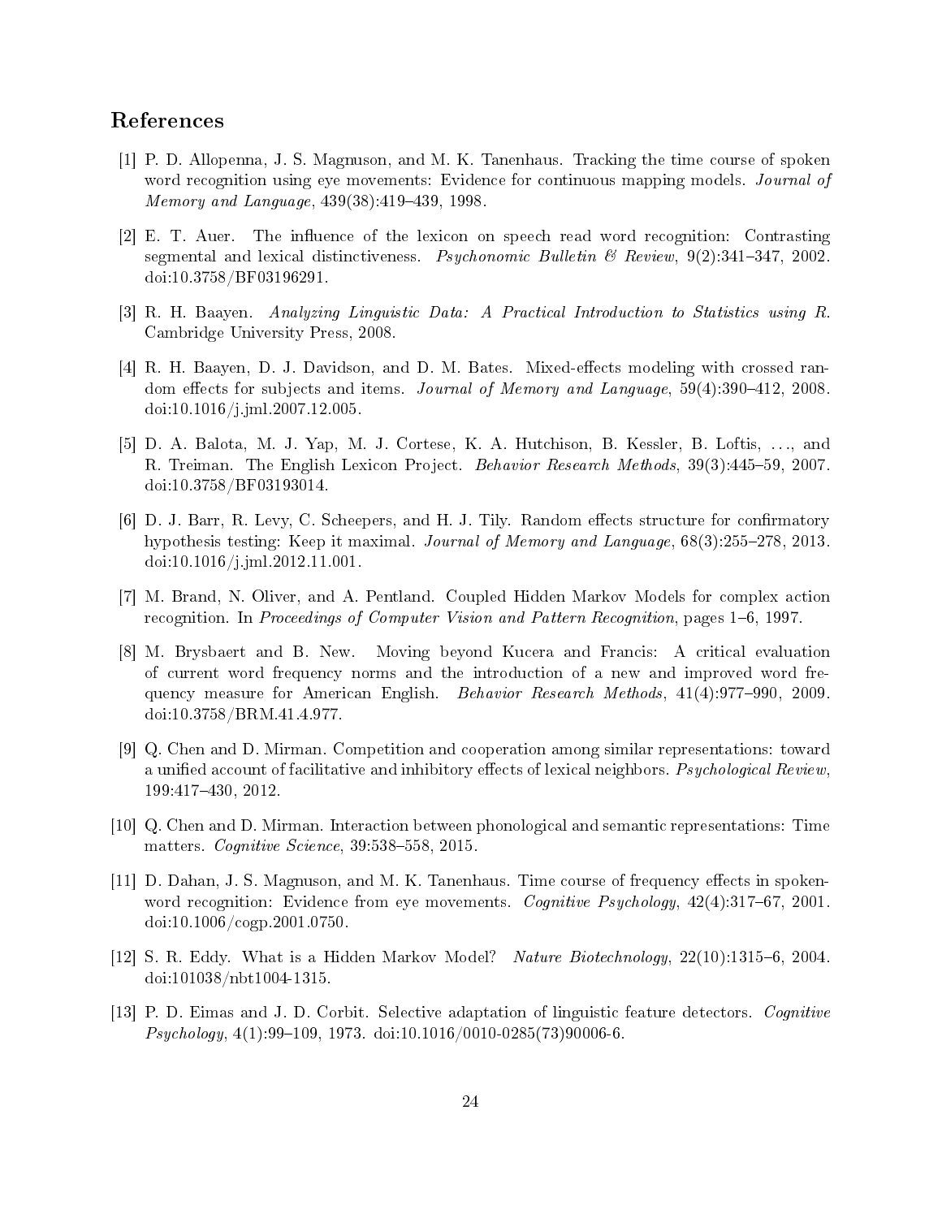## References

[1] P. D. Allopenna, J. S. Magnuson, and M. K. Tanenhaus. Tracking the time course of spoken word recognition using eye movements: Evidence for continuous mapping models. *Journal of Memory and Language*, 439(38):419–439, 1998.

[2] E. T. Auer. The influence of the lexicon on speech read word recognition: Contrasting segmental and lexical distinctiveness. *Psychonomic Bulletin & Review*, 9(2):341–347, 2002. doi:10.3758/BF03196291.

[3] R. H. Baayen. *Analyzing Linguistic Data: A Practical Introduction to Statistics using R.* Cambridge University Press, 2008.

[4] R. H. Baayen, D. J. Davidson, and D. M. Bates. Mixed-effects modeling with crossed random effects for subjects and items. *Journal of Memory and Language*, 59(4):390–412, 2008. doi:10.1016/j.jml.2007.12.005.

[5] D. A. Balota, M. J. Yap, M. J. Cortese, K. A. Hutchison, B. Kessler, B. Loftis, . . ., and R. Treiman. The English Lexicon Project. *Behavior Research Methods*, 39(3):445–59, 2007. doi:10.3758/BF03193014.

[6] D. J. Barr, R. Levy, C. Scheepers, and H. J. Tily. Random effects structure for confirmatory hypothesis testing: Keep it maximal. *Journal of Memory and Language*, 68(3):255–278, 2013. doi:10.1016/j.jml.2012.11.001.

[7] M. Brand, N. Oliver, and A. Pentland. Coupled Hidden Markov Models for complex action recognition. In *Proceedings of Computer Vision and Pattern Recognition*, pages 1–6, 1997.

[8] M. Brysbaert and B. New. Moving beyond Kucera and Francis: A critical evaluation of current word frequency norms and the introduction of a new and improved word frequency measure for American English. *Behavior Research Methods*, 41(4):977–990, 2009. doi:10.3758/BRM.41.4.977.

[9] Q. Chen and D. Mirman. Competition and cooperation among similar representations: toward a unified account of facilitative and inhibitory effects of lexical neighbors. *Psychological Review*, 199:417–430, 2012.

[10] Q. Chen and D. Mirman. Interaction between phonological and semantic representations: Time matters. *Cognitive Science*, 39:538–558, 2015.

[11] D. Dahan, J. S. Magnuson, and M. K. Tanenhaus. Time course of frequency effects in spoken-word recognition: Evidence from eye movements. *Cognitive Psychology*, 42(4):317–67, 2001. doi:10.1006/cogp.2001.0750.

[12] S. R. Eddy. What is a Hidden Markov Model? *Nature Biotechnology*, 22(10):1315–6, 2004. doi:101038/nbt1004-1315.

[13] P. D. Eimas and J. D. Corbit. Selective adaptation of linguistic feature detectors. *Cognitive Psychology*, 4(1):99–109, 1973. doi:10.1016/0010-0285(73)90006-6.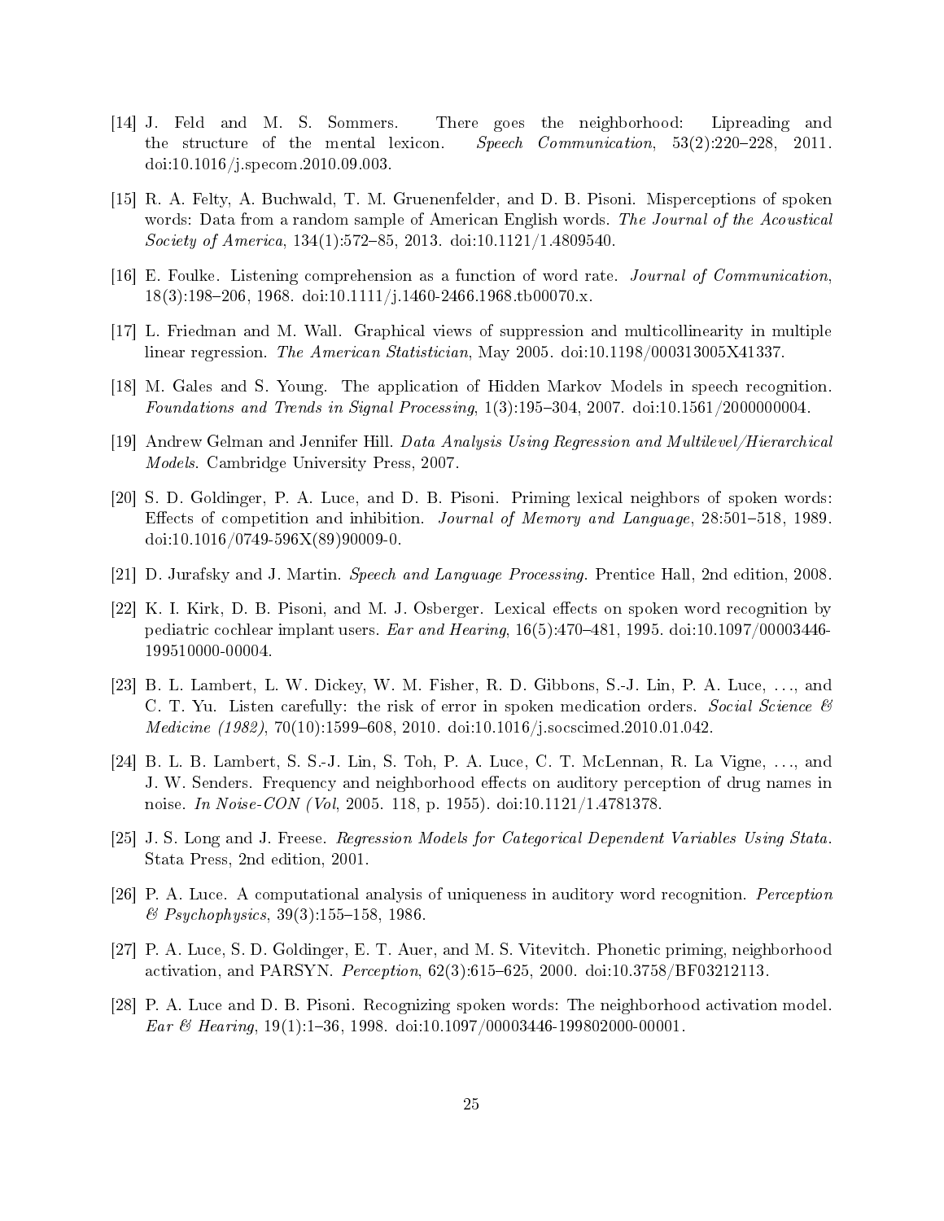[14] J. Feld and M. S. Sommers. There goes the neighborhood: Lipreading and the structure of the mental lexicon. *Speech Communication*, 53(2):220–228, 2011. doi:10.1016/j.specom.2010.09.003.

[15] R. A. Felty, A. Buchwald, T. M. Gruenenfelder, and D. B. Pisoni. Misperceptions of spoken words: Data from a random sample of American English words. *The Journal of the Acoustical Society of America*, 134(1):572–85, 2013. doi:10.1121/1.4809540.

[16] E. Foulke. Listening comprehension as a function of word rate. *Journal of Communication*, 18(3):198–206, 1968. doi:10.1111/j.1460-2466.1968.tb00070.x.

[17] L. Friedman and M. Wall. Graphical views of suppression and multicollinearity in multiple linear regression. *The American Statistician*, May 2005. doi:10.1198/000313005X41337.

[18] M. Gales and S. Young. The application of Hidden Markov Models in speech recognition. *Foundations and Trends in Signal Processing*, 1(3):195–304, 2007. doi:10.1561/2000000004.

[19] Andrew Gelman and Jennifer Hill. *Data Analysis Using Regression and Multilevel/Hierarchical Models*. Cambridge University Press, 2007.

[20] S. D. Goldinger, P. A. Luce, and D. B. Pisoni. Priming lexical neighbors of spoken words: Effects of competition and inhibition. *Journal of Memory and Language*, 28:501–518, 1989. doi:10.1016/0749-596X(89)90009-0.

[21] D. Jurafsky and J. Martin. *Speech and Language Processing*. Prentice Hall, 2nd edition, 2008.

[22] K. I. Kirk, D. B. Pisoni, and M. J. Osberger. Lexical effects on spoken word recognition by pediatric cochlear implant users. *Ear and Hearing*, 16(5):470–481, 1995. doi:10.1097/00003446-199510000-00004.

[23] B. L. Lambert, L. W. Dickey, W. M. Fisher, R. D. Gibbons, S.-J. Lin, P. A. Luce, ..., and C. T. Yu. Listen carefully: the risk of error in spoken medication orders. *Social Science & Medicine (1982)*, 70(10):1599–608, 2010. doi:10.1016/j.socscimed.2010.01.042.

[24] B. L. B. Lambert, S. S.-J. Lin, S. Toh, P. A. Luce, C. T. McLennan, R. La Vigne, ..., and J. W. Senders. Frequency and neighborhood effects on auditory perception of drug names in noise. *In Noise-CON (Vol*, 2005. 118, p. 1955). doi:10.1121/1.4781378.

[25] J. S. Long and J. Freese. *Regression Models for Categorical Dependent Variables Using Stata*. Stata Press, 2nd edition, 2001.

[26] P. A. Luce. A computational analysis of uniqueness in auditory word recognition. *Perception & Psychophysics*, 39(3):155–158, 1986.

[27] P. A. Luce, S. D. Goldinger, E. T. Auer, and M. S. Vitevitch. Phonetic priming, neighborhood activation, and PARSYN. *Perception*, 62(3):615–625, 2000. doi:10.3758/BF03212113.

[28] P. A. Luce and D. B. Pisoni. Recognizing spoken words: The neighborhood activation model. *Ear & Hearing*, 19(1):1–36, 1998. doi:10.1097/00003446-199802000-00001.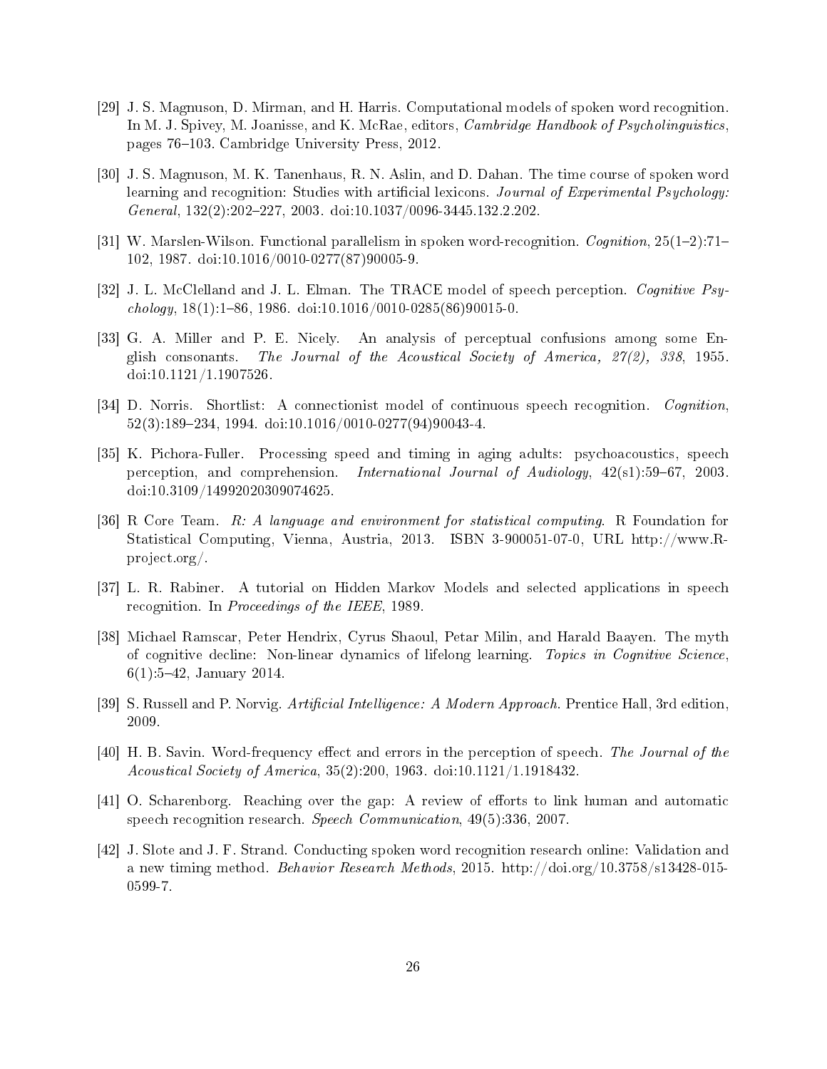[29] J. S. Magnuson, D. Mirman, and H. Harris. Computational models of spoken word recognition. In M. J. Spivey, M. Joanisse, and K. McRae, editors, *Cambridge Handbook of Psycholinguistics*, pages 76–103. Cambridge University Press, 2012.

[30] J. S. Magnuson, M. K. Tanenhaus, R. N. Aslin, and D. Dahan. The time course of spoken word learning and recognition: Studies with artificial lexicons. *Journal of Experimental Psychology: General*, 132(2):202–227, 2003. doi:10.1037/0096-3445.132.2.202.

[31] W. Marslen-Wilson. Functional parallelism in spoken word-recognition. *Cognition*, 25(1–2):71–102, 1987. doi:10.1016/0010-0277(87)90005-9.

[32] J. L. McClelland and J. L. Elman. The TRACE model of speech perception. *Cognitive Psychology*, 18(1):1–86, 1986. doi:10.1016/0010-0285(86)90015-0.

[33] G. A. Miller and P. E. Nicely. An analysis of perceptual confusions among some English consonants. *The Journal of the Acoustical Society of America, 27(2), 338*, 1955. doi:10.1121/1.1907526.

[34] D. Norris. Shortlist: A connectionist model of continuous speech recognition. *Cognition*, 52(3):189–234, 1994. doi:10.1016/0010-0277(94)90043-4.

[35] K. Pichora-Fuller. Processing speed and timing in aging adults: psychoacoustics, speech perception, and comprehension. *International Journal of Audiology*, 42(s1):59–67, 2003. doi:10.3109/14992020309074625.

[36] R Core Team. *R: A language and environment for statistical computing*. R Foundation for Statistical Computing, Vienna, Austria, 2013. ISBN 3-900051-07-0, URL http://www.R-project.org/.

[37] L. R. Rabiner. A tutorial on Hidden Markov Models and selected applications in speech recognition. In *Proceedings of the IEEE*, 1989.

[38] Michael Ramscar, Peter Hendrix, Cyrus Shaoul, Petar Milin, and Harald Baayen. The myth of cognitive decline: Non-linear dynamics of lifelong learning. *Topics in Cognitive Science*, 6(1):5–42, January 2014.

[39] S. Russell and P. Norvig. *Artificial Intelligence: A Modern Approach*. Prentice Hall, 3rd edition, 2009.

[40] H. B. Savin. Word-frequency effect and errors in the perception of speech. *The Journal of the Acoustical Society of America*, 35(2):200, 1963. doi:10.1121/1.1918432.

[41] O. Scharenborg. Reaching over the gap: A review of efforts to link human and automatic speech recognition research. *Speech Communication*, 49(5):336, 2007.

[42] J. Slote and J. F. Strand. Conducting spoken word recognition research online: Validation and a new timing method. *Behavior Research Methods*, 2015. http://doi.org/10.3758/s13428-015-0599-7.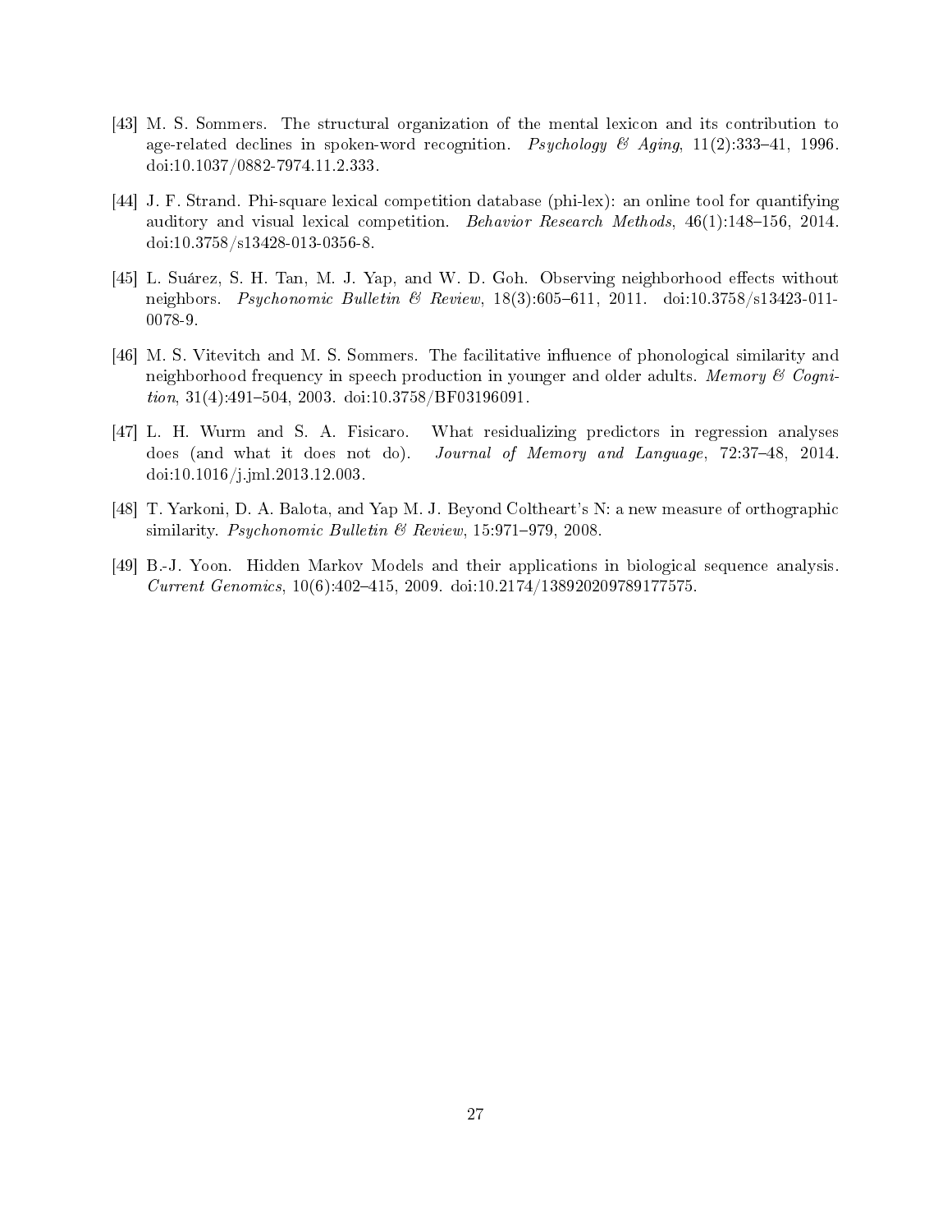[43] M. S. Sommers. The structural organization of the mental lexicon and its contribution to age-related declines in spoken-word recognition. *Psychology & Aging*, 11(2):333–41, 1996. doi:10.1037/0882-7974.11.2.333.

[44] J. F. Strand. Phi-square lexical competition database (phi-lex): an online tool for quantifying auditory and visual lexical competition. *Behavior Research Methods*, 46(1):148–156, 2014. doi:10.3758/s13428-013-0356-8.

[45] L. Suárez, S. H. Tan, M. J. Yap, and W. D. Goh. Observing neighborhood effects without neighbors. *Psychonomic Bulletin & Review*, 18(3):605–611, 2011. doi:10.3758/s13423-011-0078-9.

[46] M. S. Vitevitch and M. S. Sommers. The facilitative influence of phonological similarity and neighborhood frequency in speech production in younger and older adults. *Memory & Cognition*, 31(4):491–504, 2003. doi:10.3758/BF03196091.

[47] L. H. Wurm and S. A. Fisicaro. What residualizing predictors in regression analyses does (and what it does not do). *Journal of Memory and Language*, 72:37–48, 2014. doi:10.1016/j.jml.2013.12.003.

[48] T. Yarkoni, D. A. Balota, and Yap M. J. Beyond Coltheart's N: a new measure of orthographic similarity. *Psychonomic Bulletin & Review*, 15:971–979, 2008.

[49] B.-J. Yoon. Hidden Markov Models and their applications in biological sequence analysis. *Current Genomics*, 10(6):402–415, 2009. doi:10.2174/138920209789177575.